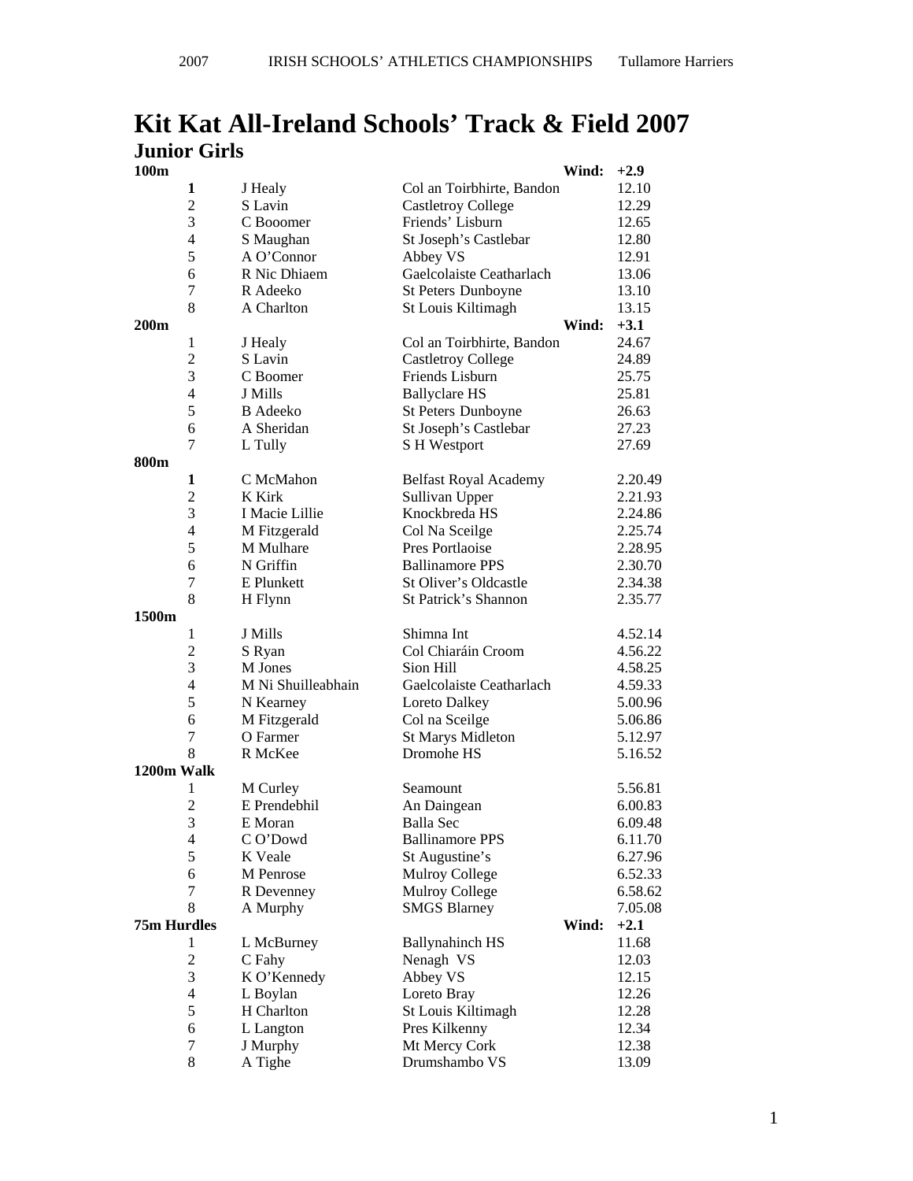# Kit Kat All-Ireland Schools' Track & Field 2007

## Junior Girls

### 100m

Wind: +2.9

| Pos | Name | School | Time |
|---|---|---|---|
| **1** | J Healy | Col an Toirbhirte, Bandon | 12.10 |
| 2 | S Lavin | Castletroy College | 12.29 |
| 3 | C Booomer | Friends' Lisburn | 12.65 |
| 4 | S Maughan | St Joseph's Castlebar | 12.80 |
| 5 | A O'Connor | Abbey VS | 12.91 |
| 6 | R Nic Dhiaem | Gaelcolaiste Ceatharlach | 13.06 |
| 7 | R Adeeko | St Peters Dunboyne | 13.10 |
| 8 | A Charlton | St Louis Kiltimagh | 13.15 |

### 200m

Wind: +3.1

| Pos | Name | School | Time |
|---|---|---|---|
| 1 | J Healy | Col an Toirbhirte, Bandon | 24.67 |
| 2 | S Lavin | Castletroy College | 24.89 |
| 3 | C Boomer | Friends Lisburn | 25.75 |
| 4 | J Mills | Ballyclare HS | 25.81 |
| 5 | B Adeeko | St Peters Dunboyne | 26.63 |
| 6 | A Sheridan | St Joseph's Castlebar | 27.23 |
| 7 | L Tully | S H Westport | 27.69 |

### 800m

| Pos | Name | School | Time |
|---|---|---|---|
| **1** | C McMahon | Belfast Royal Academy | 2.20.49 |
| 2 | K Kirk | Sullivan Upper | 2.21.93 |
| 3 | I Macie Lillie | Knockbreda HS | 2.24.86 |
| 4 | M Fitzgerald | Col Na Sceilge | 2.25.74 |
| 5 | M Mulhare | Pres Portlaoise | 2.28.95 |
| 6 | N Griffin | Ballinamore PPS | 2.30.70 |
| 7 | E Plunkett | St Oliver's Oldcastle | 2.34.38 |
| 8 | H Flynn | St Patrick's Shannon | 2.35.77 |

### 1500m

| Pos | Name | School | Time |
|---|---|---|---|
| 1 | J Mills | Shimna Int | 4.52.14 |
| 2 | S Ryan | Col Chiaráin Croom | 4.56.22 |
| 3 | M Jones | Sion Hill | 4.58.25 |
| 4 | M Ni Shuilleabhain | Gaelcolaiste Ceatharlach | 4.59.33 |
| 5 | N Kearney | Loreto Dalkey | 5.00.96 |
| 6 | M Fitzgerald | Col na Sceilge | 5.06.86 |
| 7 | O Farmer | St Marys Midleton | 5.12.97 |
| 8 | R McKee | Dromohe HS | 5.16.52 |

### 1200m Walk

| Pos | Name | School | Time |
|---|---|---|---|
| 1 | M Curley | Seamount | 5.56.81 |
| 2 | E Prendebhil | An Daingean | 6.00.83 |
| 3 | E Moran | Balla Sec | 6.09.48 |
| 4 | C O'Dowd | Ballinamore PPS | 6.11.70 |
| 5 | K Veale | St Augustine's | 6.27.96 |
| 6 | M Penrose | Mulroy College | 6.52.33 |
| 7 | R Devenney | Mulroy College | 6.58.62 |
| 8 | A Murphy | SMGS Blarney | 7.05.08 |

### 75m Hurdles

Wind: +2.1

| Pos | Name | School | Time |
|---|---|---|---|
| 1 | L McBurney | Ballynahinch HS | 11.68 |
| 2 | C Fahy | Nenagh VS | 12.03 |
| 3 | K O'Kennedy | Abbey VS | 12.15 |
| 4 | L Boylan | Loreto Bray | 12.26 |
| 5 | H Charlton | St Louis Kiltimagh | 12.28 |
| 6 | L Langton | Pres Kilkenny | 12.34 |
| 7 | J Murphy | Mt Mercy Cork | 12.38 |
| 8 | A Tighe | Drumshambo VS | 13.09 |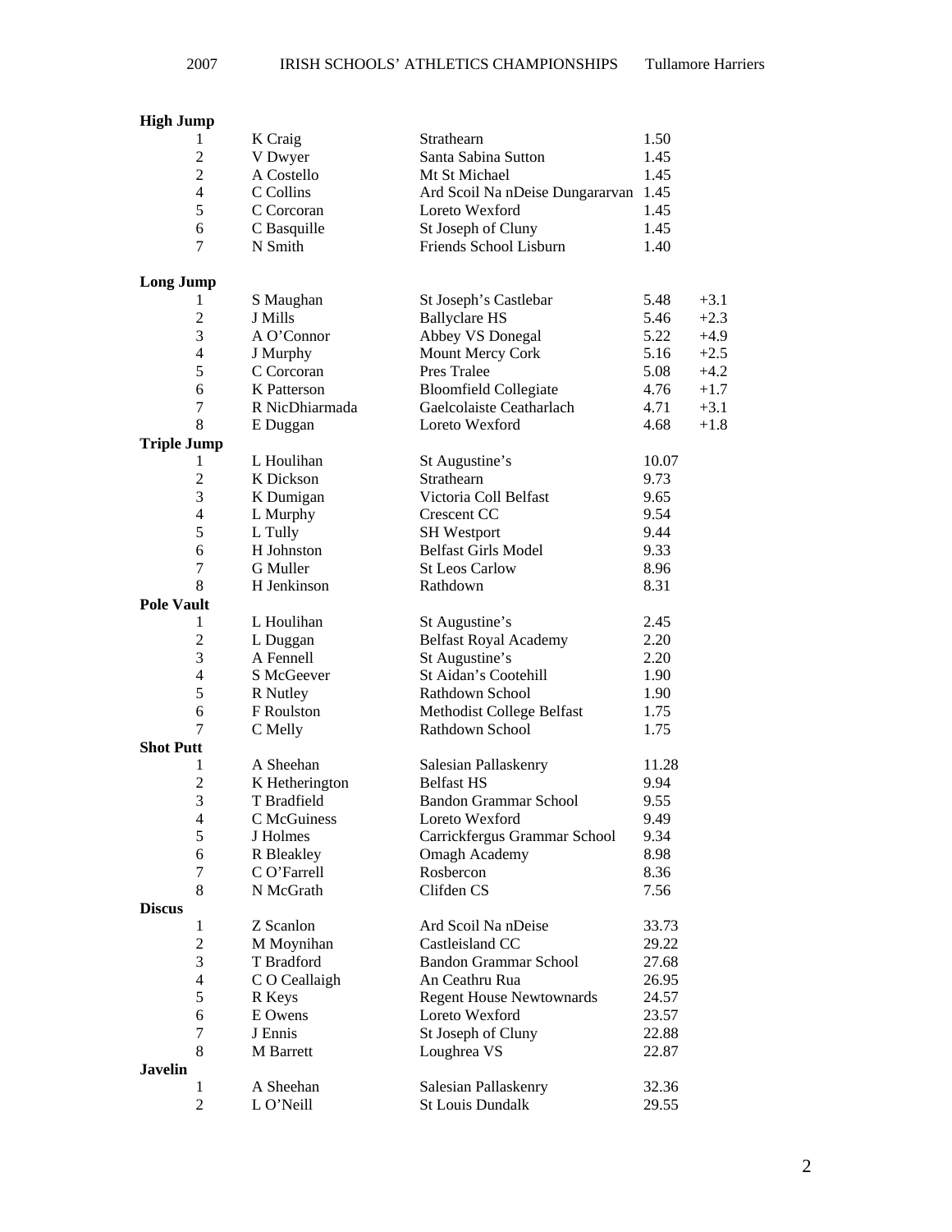**High Jump**

| | | | |
|---|---|---|---|
| 1 | K Craig | Strathearn | 1.50 |
| 2 | V Dwyer | Santa Sabina Sutton | 1.45 |
| 2 | A Costello | Mt St Michael | 1.45 |
| 4 | C Collins | Ard Scoil Na nDeise Dungararvan | 1.45 |
| 5 | C Corcoran | Loreto Wexford | 1.45 |
| 6 | C Basquille | St Joseph of Cluny | 1.45 |
| 7 | N Smith | Friends School Lisburn | 1.40 |

**Long Jump**

| | | | | |
|---|---|---|---|---|
| 1 | S Maughan | St Joseph's Castlebar | 5.48 | +3.1 |
| 2 | J Mills | Ballyclare HS | 5.46 | +2.3 |
| 3 | A O'Connor | Abbey VS Donegal | 5.22 | +4.9 |
| 4 | J Murphy | Mount Mercy Cork | 5.16 | +2.5 |
| 5 | C Corcoran | Pres Tralee | 5.08 | +4.2 |
| 6 | K Patterson | Bloomfield Collegiate | 4.76 | +1.7 |
| 7 | R NicDhiarmada | Gaelcolaiste Ceatharlach | 4.71 | +3.1 |
| 8 | E Duggan | Loreto Wexford | 4.68 | +1.8 |

**Triple Jump**

| | | | |
|---|---|---|---|
| 1 | L Houlihan | St Augustine's | 10.07 |
| 2 | K Dickson | Strathearn | 9.73 |
| 3 | K Dumigan | Victoria Coll Belfast | 9.65 |
| 4 | L Murphy | Crescent CC | 9.54 |
| 5 | L Tully | SH Westport | 9.44 |
| 6 | H Johnston | Belfast Girls Model | 9.33 |
| 7 | G Muller | St Leos Carlow | 8.96 |
| 8 | H Jenkinson | Rathdown | 8.31 |

**Pole Vault**

| | | | |
|---|---|---|---|
| 1 | L Houlihan | St Augustine's | 2.45 |
| 2 | L Duggan | Belfast Royal Academy | 2.20 |
| 3 | A Fennell | St Augustine's | 2.20 |
| 4 | S McGeever | St Aidan's Cootehill | 1.90 |
| 5 | R Nutley | Rathdown School | 1.90 |
| 6 | F Roulston | Methodist College Belfast | 1.75 |
| 7 | C Melly | Rathdown School | 1.75 |

**Shot Putt**

| | | | |
|---|---|---|---|
| 1 | A Sheehan | Salesian Pallaskenry | 11.28 |
| 2 | K Hetherington | Belfast HS | 9.94 |
| 3 | T Bradfield | Bandon Grammar School | 9.55 |
| 4 | C McGuiness | Loreto Wexford | 9.49 |
| 5 | J Holmes | Carrickfergus Grammar School | 9.34 |
| 6 | R Bleakley | Omagh Academy | 8.98 |
| 7 | C O'Farrell | Rosbercon | 8.36 |
| 8 | N McGrath | Clifden CS | 7.56 |

**Discus**

| | | | |
|---|---|---|---|
| 1 | Z Scanlon | Ard Scoil Na nDeise | 33.73 |
| 2 | M Moynihan | Castleisland CC | 29.22 |
| 3 | T Bradford | Bandon Grammar School | 27.68 |
| 4 | C O Ceallaigh | An Ceathru Rua | 26.95 |
| 5 | R Keys | Regent House Newtownards | 24.57 |
| 6 | E Owens | Loreto Wexford | 23.57 |
| 7 | J Ennis | St Joseph of Cluny | 22.88 |
| 8 | M Barrett | Loughrea VS | 22.87 |

**Javelin**

| | | | |
|---|---|---|---|
| 1 | A Sheehan | Salesian Pallaskenry | 32.36 |
| 2 | L O'Neill | St Louis Dundalk | 29.55 |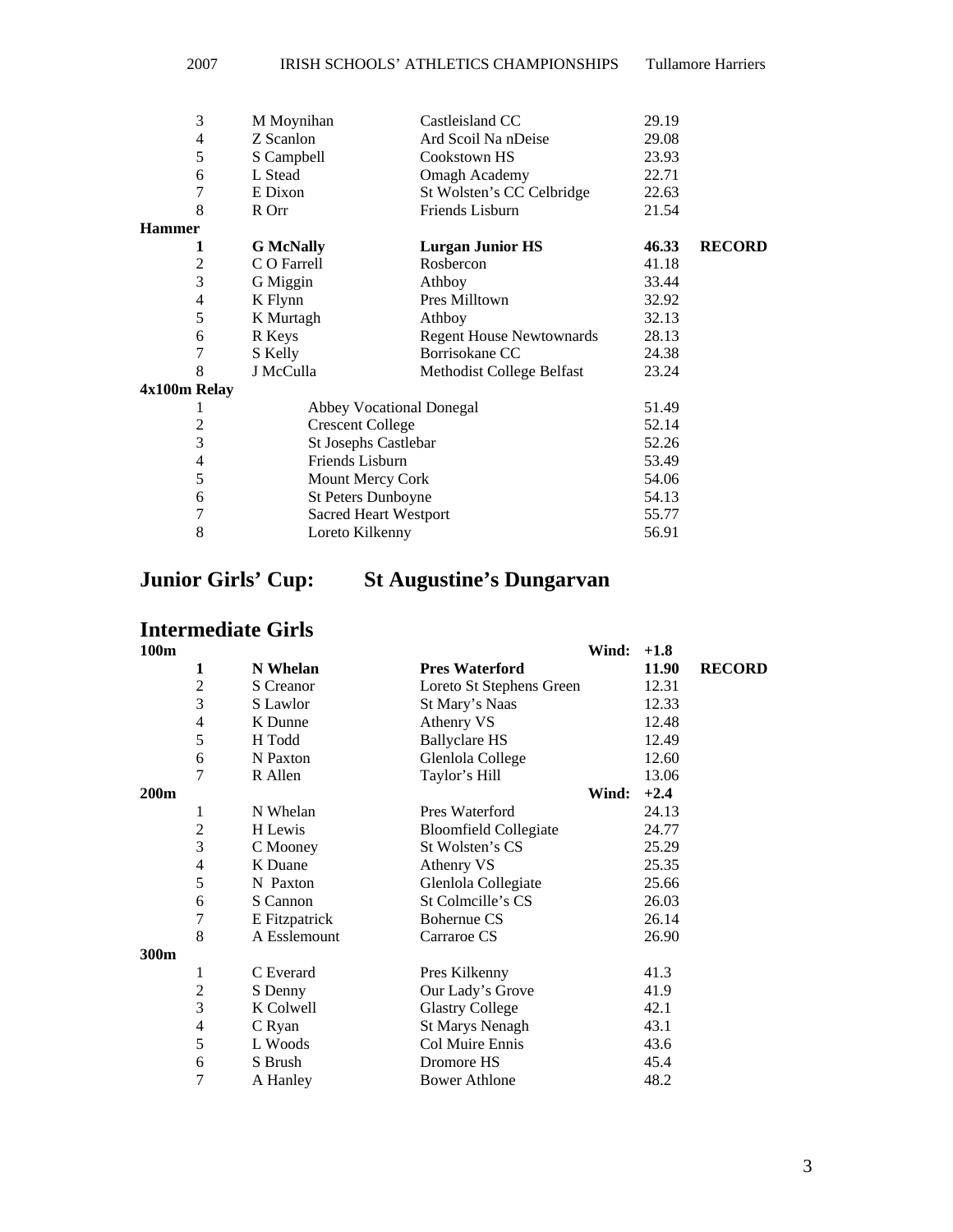| | | | | |
|---|---|---|---|---|
| 3 | M Moynihan | Castleisland CC | 29.19 | |
| 4 | Z Scanlon | Ard Scoil Na nDeise | 29.08 | |
| 5 | S Campbell | Cookstown HS | 23.93 | |
| 6 | L Stead | Omagh Academy | 22.71 | |
| 7 | E Dixon | St Wolsten's CC Celbridge | 22.63 | |
| 8 | R Orr | Friends Lisburn | 21.54 | |

**Hammer**

| | | | | |
|---|---|---|---|---|
| **1** | **G McNally** | **Lurgan Junior HS** | **46.33** | **RECORD** |
| 2 | C O Farrell | Rosbercon | 41.18 | |
| 3 | G Miggin | Athboy | 33.44 | |
| 4 | K Flynn | Pres Milltown | 32.92 | |
| 5 | K Murtagh | Athboy | 32.13 | |
| 6 | R Keys | Regent House Newtownards | 28.13 | |
| 7 | S Kelly | Borrisokane CC | 24.38 | |
| 8 | J McCulla | Methodist College Belfast | 23.24 | |

**4x100m Relay**

| | | |
|---|---|---|
| 1 | Abbey Vocational Donegal | 51.49 |
| 2 | Crescent College | 52.14 |
| 3 | St Josephs Castlebar | 52.26 |
| 4 | Friends Lisburn | 53.49 |
| 5 | Mount Mercy Cork | 54.06 |
| 6 | St Peters Dunboyne | 54.13 |
| 7 | Sacred Heart Westport | 55.77 |
| 8 | Loreto Kilkenny | 56.91 |

## Junior Girls' Cup: St Augustine's Dungarvan

## Intermediate Girls

**100m** — **Wind: +1.8**

| | | | | |
|---|---|---|---|---|
| **1** | **N Whelan** | **Pres Waterford** | **11.90** | **RECORD** |
| 2 | S Creanor | Loreto St Stephens Green | 12.31 | |
| 3 | S Lawlor | St Mary's Naas | 12.33 | |
| 4 | K Dunne | Athenry VS | 12.48 | |
| 5 | H Todd | Ballyclare HS | 12.49 | |
| 6 | N Paxton | Glenlola College | 12.60 | |
| 7 | R Allen | Taylor's Hill | 13.06 | |

**200m** — **Wind: +2.4**

| | | | |
|---|---|---|---|
| 1 | N Whelan | Pres Waterford | 24.13 |
| 2 | H Lewis | Bloomfield Collegiate | 24.77 |
| 3 | C Mooney | St Wolsten's CS | 25.29 |
| 4 | K Duane | Athenry VS | 25.35 |
| 5 | N Paxton | Glenlola Collegiate | 25.66 |
| 6 | S Cannon | St Colmcille's CS | 26.03 |
| 7 | E Fitzpatrick | Bohernue CS | 26.14 |
| 8 | A Esslemount | Carraroe CS | 26.90 |

**300m**

| | | | |
|---|---|---|---|
| 1 | C Everard | Pres Kilkenny | 41.3 |
| 2 | S Denny | Our Lady's Grove | 41.9 |
| 3 | K Colwell | Glastry College | 42.1 |
| 4 | C Ryan | St Marys Nenagh | 43.1 |
| 5 | L Woods | Col Muire Ennis | 43.6 |
| 6 | S Brush | Dromore HS | 45.4 |
| 7 | A Hanley | Bower Athlone | 48.2 |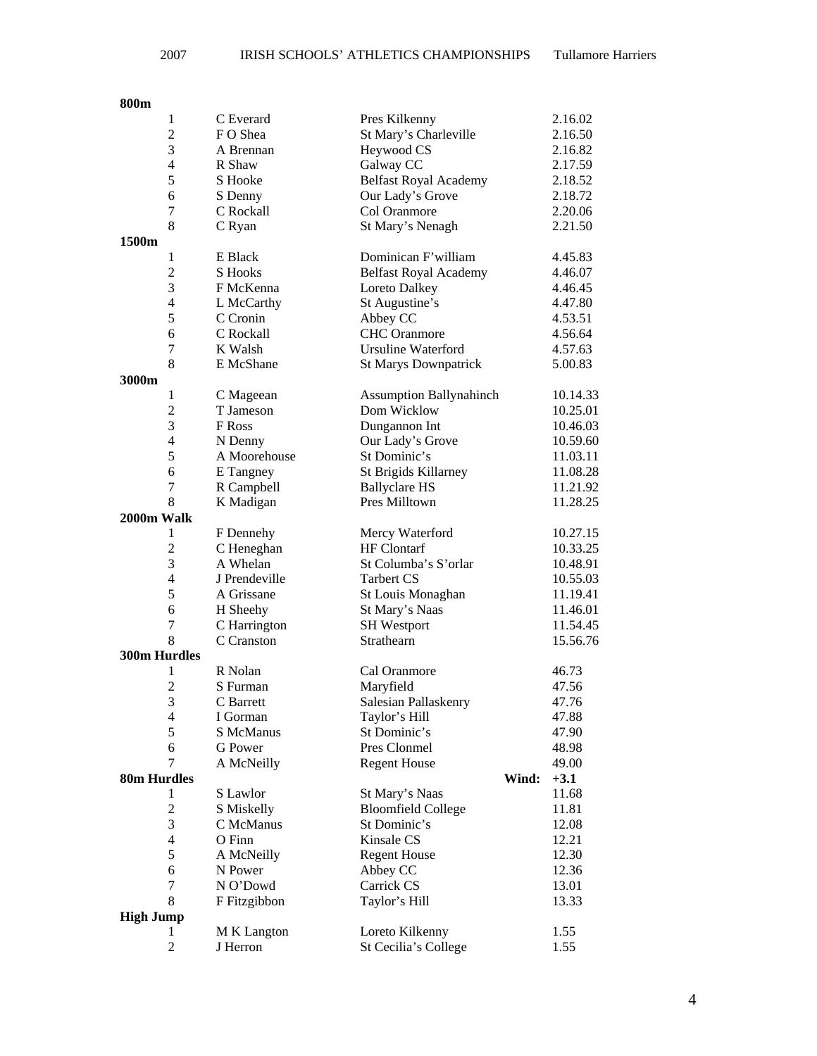**800m**

| | | | |
|---|---|---|---|
| 1 | C Everard | Pres Kilkenny | 2.16.02 |
| 2 | F O Shea | St Mary's Charleville | 2.16.50 |
| 3 | A Brennan | Heywood CS | 2.16.82 |
| 4 | R Shaw | Galway CC | 2.17.59 |
| 5 | S Hooke | Belfast Royal Academy | 2.18.52 |
| 6 | S Denny | Our Lady's Grove | 2.18.72 |
| 7 | C Rockall | Col Oranmore | 2.20.06 |
| 8 | C Ryan | St Mary's Nenagh | 2.21.50 |

**1500m**

| | | | |
|---|---|---|---|
| 1 | E Black | Dominican F'william | 4.45.83 |
| 2 | S Hooks | Belfast Royal Academy | 4.46.07 |
| 3 | F McKenna | Loreto Dalkey | 4.46.45 |
| 4 | L McCarthy | St Augustine's | 4.47.80 |
| 5 | C Cronin | Abbey CC | 4.53.51 |
| 6 | C Rockall | CHC Oranmore | 4.56.64 |
| 7 | K Walsh | Ursuline Waterford | 4.57.63 |
| 8 | E McShane | St Marys Downpatrick | 5.00.83 |

**3000m**

| | | | |
|---|---|---|---|
| 1 | C Mageean | Assumption Ballynahinch | 10.14.33 |
| 2 | T Jameson | Dom Wicklow | 10.25.01 |
| 3 | F Ross | Dungannon Int | 10.46.03 |
| 4 | N Denny | Our Lady's Grove | 10.59.60 |
| 5 | A Moorehouse | St Dominic's | 11.03.11 |
| 6 | E Tangney | St Brigids Killarney | 11.08.28 |
| 7 | R Campbell | Ballyclare HS | 11.21.92 |
| 8 | K Madigan | Pres Milltown | 11.28.25 |

**2000m Walk**

| | | | |
|---|---|---|---|
| 1 | F Dennehy | Mercy Waterford | 10.27.15 |
| 2 | C Heneghan | HF Clontarf | 10.33.25 |
| 3 | A Whelan | St Columba's S'orlar | 10.48.91 |
| 4 | J Prendeville | Tarbert CS | 10.55.03 |
| 5 | A Grissane | St Louis Monaghan | 11.19.41 |
| 6 | H Sheehy | St Mary's Naas | 11.46.01 |
| 7 | C Harrington | SH Westport | 11.54.45 |
| 8 | C Cranston | Strathearn | 15.56.76 |

**300m Hurdles**

| | | | |
|---|---|---|---|
| 1 | R Nolan | Cal Oranmore | 46.73 |
| 2 | S Furman | Maryfield | 47.56 |
| 3 | C Barrett | Salesian Pallaskenry | 47.76 |
| 4 | I Gorman | Taylor's Hill | 47.88 |
| 5 | S McManus | St Dominic's | 47.90 |
| 6 | G Power | Pres Clonmel | 48.98 |
| 7 | A McNeilly | Regent House | 49.00 |

**80m Hurdles** **Wind: +3.1**

| | | | |
|---|---|---|---|
| 1 | S Lawlor | St Mary's Naas | 11.68 |
| 2 | S Miskelly | Bloomfield College | 11.81 |
| 3 | C McManus | St Dominic's | 12.08 |
| 4 | O Finn | Kinsale CS | 12.21 |
| 5 | A McNeilly | Regent House | 12.30 |
| 6 | N Power | Abbey CC | 12.36 |
| 7 | N O'Dowd | Carrick CS | 13.01 |
| 8 | F Fitzgibbon | Taylor's Hill | 13.33 |

**High Jump**

| | | | |
|---|---|---|---|
| 1 | M K Langton | Loreto Kilkenny | 1.55 |
| 2 | J Herron | St Cecilia's College | 1.55 |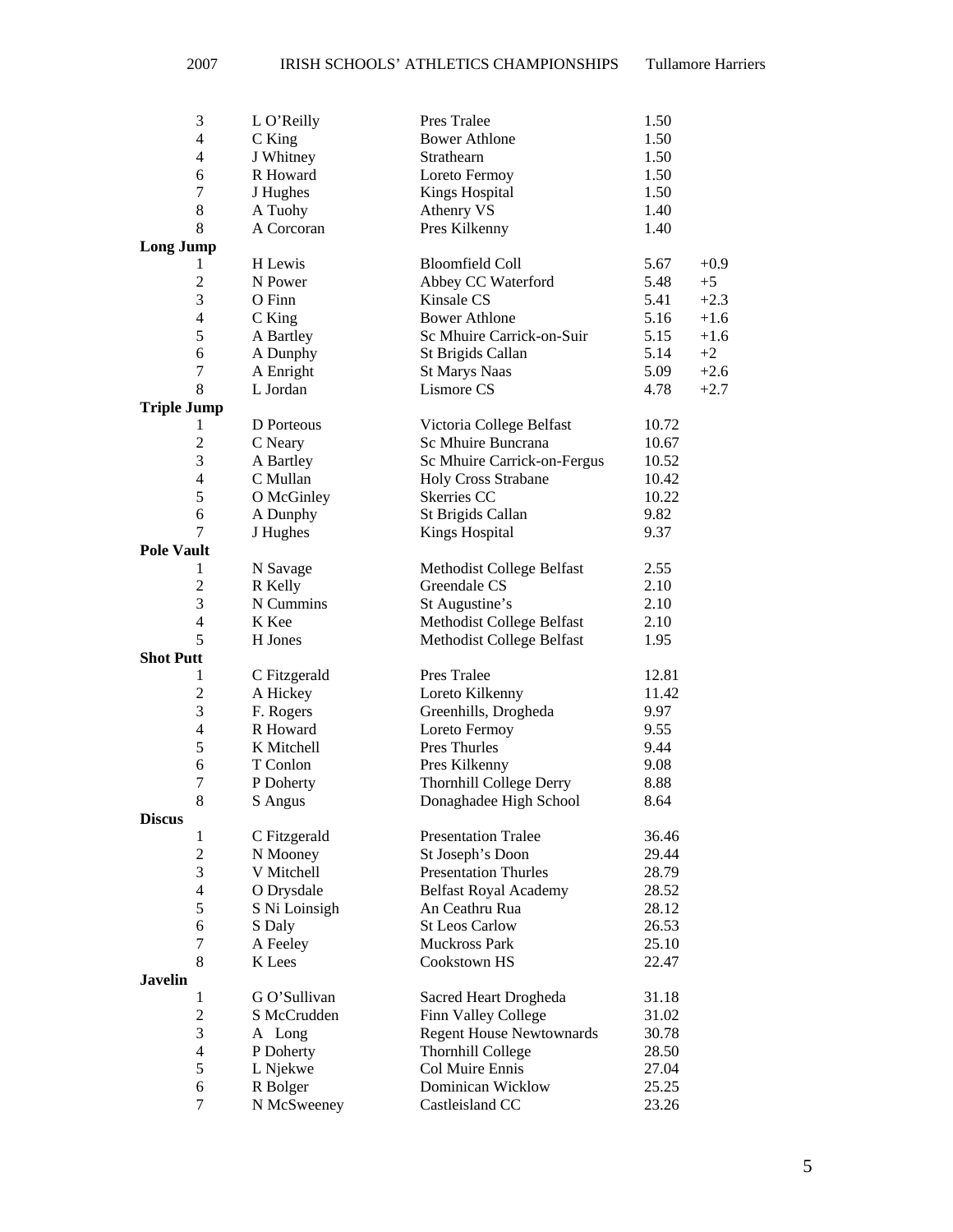| | | | | |
|---|---|---|---|---|
| 3 | L O'Reilly | Pres Tralee | 1.50 | |
| 4 | C King | Bower Athlone | 1.50 | |
| 4 | J Whitney | Strathearn | 1.50 | |
| 6 | R Howard | Loreto Fermoy | 1.50 | |
| 7 | J Hughes | Kings Hospital | 1.50 | |
| 8 | A Tuohy | Athenry VS | 1.40 | |
| 8 | A Corcoran | Pres Kilkenny | 1.40 | |

**Long Jump**

| | | | | |
|---|---|---|---|---|
| 1 | H Lewis | Bloomfield Coll | 5.67 | +0.9 |
| 2 | N Power | Abbey CC Waterford | 5.48 | +5 |
| 3 | O Finn | Kinsale CS | 5.41 | +2.3 |
| 4 | C King | Bower Athlone | 5.16 | +1.6 |
| 5 | A Bartley | Sc Mhuire Carrick-on-Suir | 5.15 | +1.6 |
| 6 | A Dunphy | St Brigids Callan | 5.14 | +2 |
| 7 | A Enright | St Marys Naas | 5.09 | +2.6 |
| 8 | L Jordan | Lismore CS | 4.78 | +2.7 |

**Triple Jump**

| | | | |
|---|---|---|---|
| 1 | D Porteous | Victoria College Belfast | 10.72 |
| 2 | C Neary | Sc Mhuire Buncrana | 10.67 |
| 3 | A Bartley | Sc Mhuire Carrick-on-Fergus | 10.52 |
| 4 | C Mullan | Holy Cross Strabane | 10.42 |
| 5 | O McGinley | Skerries CC | 10.22 |
| 6 | A Dunphy | St Brigids Callan | 9.82 |
| 7 | J Hughes | Kings Hospital | 9.37 |

**Pole Vault**

| | | | |
|---|---|---|---|
| 1 | N Savage | Methodist College Belfast | 2.55 |
| 2 | R Kelly | Greendale CS | 2.10 |
| 3 | N Cummins | St Augustine's | 2.10 |
| 4 | K Kee | Methodist College Belfast | 2.10 |
| 5 | H Jones | Methodist College Belfast | 1.95 |

**Shot Putt**

| | | | |
|---|---|---|---|
| 1 | C Fitzgerald | Pres Tralee | 12.81 |
| 2 | A Hickey | Loreto Kilkenny | 11.42 |
| 3 | F. Rogers | Greenhills, Drogheda | 9.97 |
| 4 | R Howard | Loreto Fermoy | 9.55 |
| 5 | K Mitchell | Pres Thurles | 9.44 |
| 6 | T Conlon | Pres Kilkenny | 9.08 |
| 7 | P Doherty | Thornhill College Derry | 8.88 |
| 8 | S Angus | Donaghadee High School | 8.64 |

**Discus**

| | | | |
|---|---|---|---|
| 1 | C Fitzgerald | Presentation Tralee | 36.46 |
| 2 | N Mooney | St Joseph's Doon | 29.44 |
| 3 | V Mitchell | Presentation Thurles | 28.79 |
| 4 | O Drysdale | Belfast Royal Academy | 28.52 |
| 5 | S Ni Loinsigh | An Ceathru Rua | 28.12 |
| 6 | S Daly | St Leos Carlow | 26.53 |
| 7 | A Feeley | Muckross Park | 25.10 |
| 8 | K Lees | Cookstown HS | 22.47 |

**Javelin**

| | | | |
|---|---|---|---|
| 1 | G O'Sullivan | Sacred Heart Drogheda | 31.18 |
| 2 | S McCrudden | Finn Valley College | 31.02 |
| 3 | A Long | Regent House Newtownards | 30.78 |
| 4 | P Doherty | Thornhill College | 28.50 |
| 5 | L Njekwe | Col Muire Ennis | 27.04 |
| 6 | R Bolger | Dominican Wicklow | 25.25 |
| 7 | N McSweeney | Castleisland CC | 23.26 |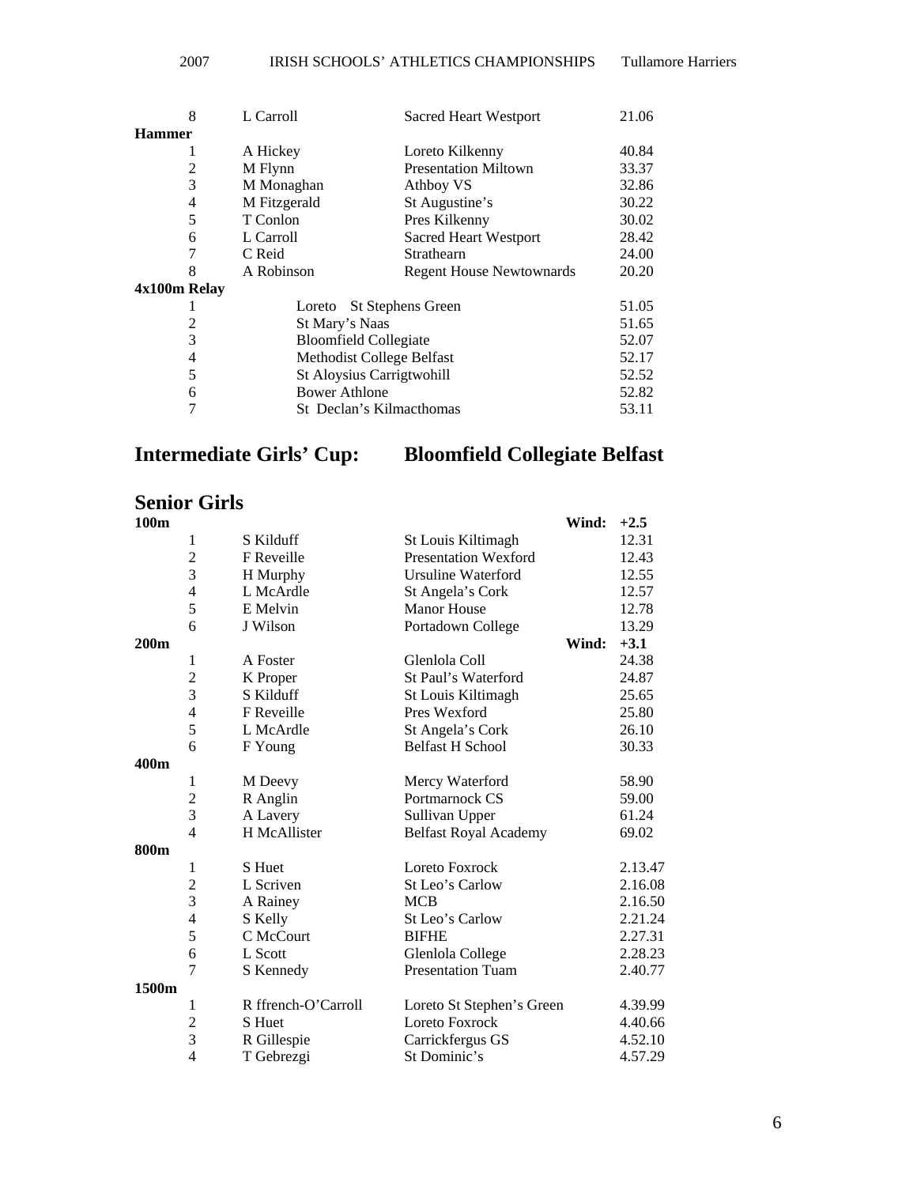| | | | |
|---|---|---|---|
| 8 | L Carroll | Sacred Heart Westport | 21.06 |

**Hammer**

| | | | |
|---|---|---|---|
| 1 | A Hickey | Loreto Kilkenny | 40.84 |
| 2 | M Flynn | Presentation Miltown | 33.37 |
| 3 | M Monaghan | Athboy VS | 32.86 |
| 4 | M Fitzgerald | St Augustine's | 30.22 |
| 5 | T Conlon | Pres Kilkenny | 30.02 |
| 6 | L Carroll | Sacred Heart Westport | 28.42 |
| 7 | C Reid | Strathearn | 24.00 |
| 8 | A Robinson | Regent House Newtownards | 20.20 |

**4x100m Relay**

| | | |
|---|---|---|
| 1 | Loreto St Stephens Green | 51.05 |
| 2 | St Mary's Naas | 51.65 |
| 3 | Bloomfield Collegiate | 52.07 |
| 4 | Methodist College Belfast | 52.17 |
| 5 | St Aloysius Carrigtwohill | 52.52 |
| 6 | Bower Athlone | 52.82 |
| 7 | St Declan's Kilmacthomas | 53.11 |

## Intermediate Girls' Cup: Bloomfield Collegiate Belfast

## Senior Girls

**100m** — **Wind: +2.5**

| | | | |
|---|---|---|---|
| 1 | S Kilduff | St Louis Kiltimagh | 12.31 |
| 2 | F Reveille | Presentation Wexford | 12.43 |
| 3 | H Murphy | Ursuline Waterford | 12.55 |
| 4 | L McArdle | St Angela's Cork | 12.57 |
| 5 | E Melvin | Manor House | 12.78 |
| 6 | J Wilson | Portadown College | 13.29 |

**200m** — **Wind: +3.1**

| | | | |
|---|---|---|---|
| 1 | A Foster | Glenlola Coll | 24.38 |
| 2 | K Proper | St Paul's Waterford | 24.87 |
| 3 | S Kilduff | St Louis Kiltimagh | 25.65 |
| 4 | F Reveille | Pres Wexford | 25.80 |
| 5 | L McArdle | St Angela's Cork | 26.10 |
| 6 | F Young | Belfast H School | 30.33 |

**400m**

| | | | |
|---|---|---|---|
| 1 | M Deevy | Mercy Waterford | 58.90 |
| 2 | R Anglin | Portmarnock CS | 59.00 |
| 3 | A Lavery | Sullivan Upper | 61.24 |
| 4 | H McAllister | Belfast Royal Academy | 69.02 |

**800m**

| | | | |
|---|---|---|---|
| 1 | S Huet | Loreto Foxrock | 2.13.47 |
| 2 | L Scriven | St Leo's Carlow | 2.16.08 |
| 3 | A Rainey | MCB | 2.16.50 |
| 4 | S Kelly | St Leo's Carlow | 2.21.24 |
| 5 | C McCourt | BIFHE | 2.27.31 |
| 6 | L Scott | Glenlola College | 2.28.23 |
| 7 | S Kennedy | Presentation Tuam | 2.40.77 |

**1500m**

| | | | |
|---|---|---|---|
| 1 | R ffrench-O'Carroll | Loreto St Stephen's Green | 4.39.99 |
| 2 | S Huet | Loreto Foxrock | 4.40.66 |
| 3 | R Gillespie | Carrickfergus GS | 4.52.10 |
| 4 | T Gebrezgi | St Dominic's | 4.57.29 |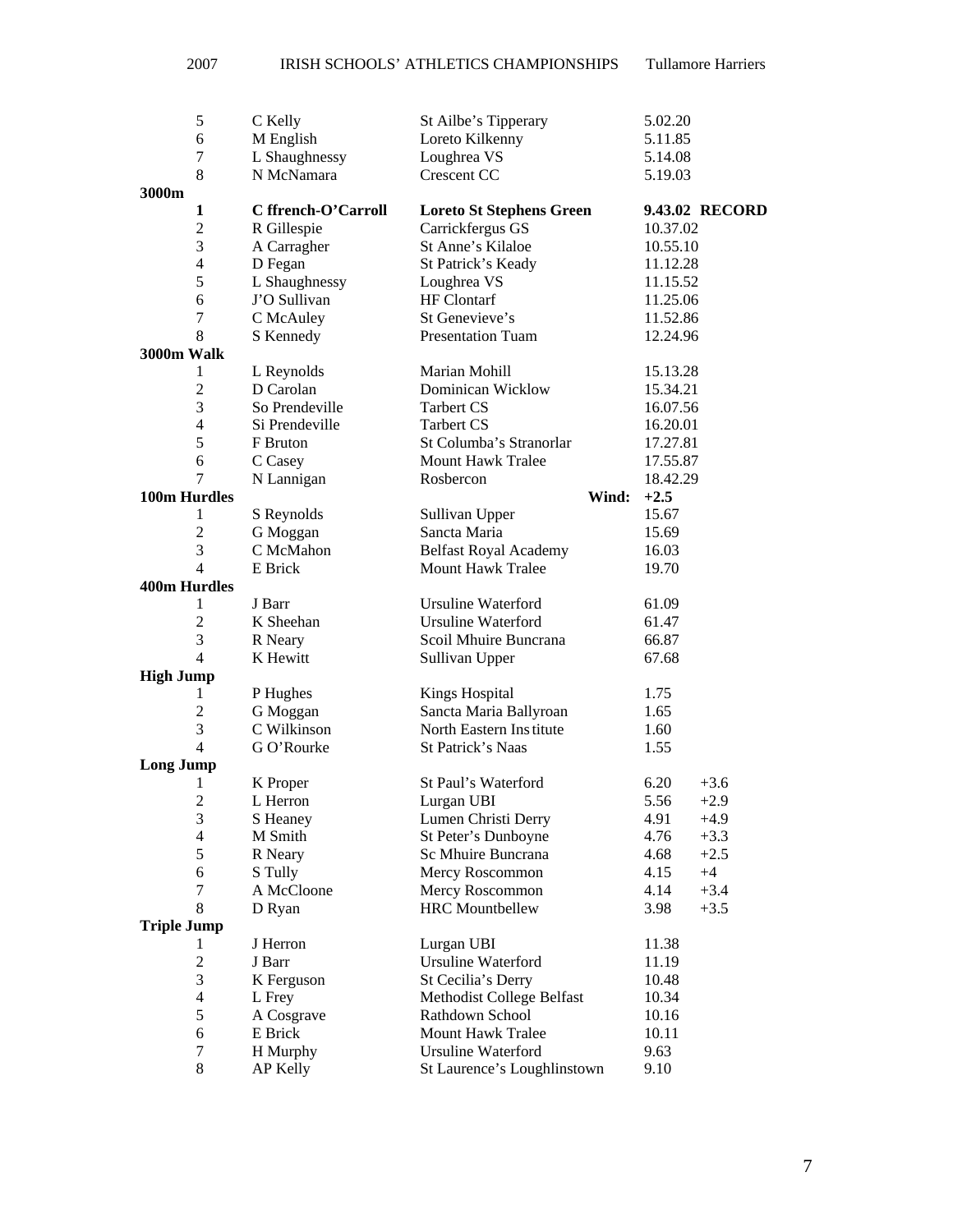| | | | |
|---|---|---|---|
| 5 | C Kelly | St Ailbe's Tipperary | 5.02.20 |
| 6 | M English | Loreto Kilkenny | 5.11.85 |
| 7 | L Shaughnessy | Loughrea VS | 5.14.08 |
| 8 | N McNamara | Crescent CC | 5.19.03 |

**3000m**

| | | | |
|---|---|---|---|
| **1** | **C ffrench-O'Carroll** | **Loreto St Stephens Green** | **9.43.02 RECORD** |
| 2 | R Gillespie | Carrickfergus GS | 10.37.02 |
| 3 | A Carragher | St Anne's Kilaloe | 10.55.10 |
| 4 | D Fegan | St Patrick's Keady | 11.12.28 |
| 5 | L Shaughnessy | Loughrea VS | 11.15.52 |
| 6 | J'O Sullivan | HF Clontarf | 11.25.06 |
| 7 | C McAuley | St Genevieve's | 11.52.86 |
| 8 | S Kennedy | Presentation Tuam | 12.24.96 |

**3000m Walk**

| | | | |
|---|---|---|---|
| 1 | L Reynolds | Marian Mohill | 15.13.28 |
| 2 | D Carolan | Dominican Wicklow | 15.34.21 |
| 3 | So Prendeville | Tarbert CS | 16.07.56 |
| 4 | Si Prendeville | Tarbert CS | 16.20.01 |
| 5 | F Bruton | St Columba's Stranorlar | 17.27.81 |
| 6 | C Casey | Mount Hawk Tralee | 17.55.87 |
| 7 | N Lannigan | Rosbercon | 18.42.29 |

**100m Hurdles** **Wind: +2.5**

| | | | |
|---|---|---|---|
| 1 | S Reynolds | Sullivan Upper | 15.67 |
| 2 | G Moggan | Sancta Maria | 15.69 |
| 3 | C McMahon | Belfast Royal Academy | 16.03 |
| 4 | E Brick | Mount Hawk Tralee | 19.70 |

**400m Hurdles**

| | | | |
|---|---|---|---|
| 1 | J Barr | Ursuline Waterford | 61.09 |
| 2 | K Sheehan | Ursuline Waterford | 61.47 |
| 3 | R Neary | Scoil Mhuire Buncrana | 66.87 |
| 4 | K Hewitt | Sullivan Upper | 67.68 |

**High Jump**

| | | | |
|---|---|---|---|
| 1 | P Hughes | Kings Hospital | 1.75 |
| 2 | G Moggan | Sancta Maria Ballyroan | 1.65 |
| 3 | C Wilkinson | North Eastern Institute | 1.60 |
| 4 | G O'Rourke | St Patrick's Naas | 1.55 |

**Long Jump**

| | | | | |
|---|---|---|---|---|
| 1 | K Proper | St Paul's Waterford | 6.20 | +3.6 |
| 2 | L Herron | Lurgan UBI | 5.56 | +2.9 |
| 3 | S Heaney | Lumen Christi Derry | 4.91 | +4.9 |
| 4 | M Smith | St Peter's Dunboyne | 4.76 | +3.3 |
| 5 | R Neary | Sc Mhuire Buncrana | 4.68 | +2.5 |
| 6 | S Tully | Mercy Roscommon | 4.15 | +4 |
| 7 | A McCloone | Mercy Roscommon | 4.14 | +3.4 |
| 8 | D Ryan | HRC Mountbellew | 3.98 | +3.5 |

**Triple Jump**

| | | | |
|---|---|---|---|
| 1 | J Herron | Lurgan UBI | 11.38 |
| 2 | J Barr | Ursuline Waterford | 11.19 |
| 3 | K Ferguson | St Cecilia's Derry | 10.48 |
| 4 | L Frey | Methodist College Belfast | 10.34 |
| 5 | A Cosgrave | Rathdown School | 10.16 |
| 6 | E Brick | Mount Hawk Tralee | 10.11 |
| 7 | H Murphy | Ursuline Waterford | 9.63 |
| 8 | AP Kelly | St Laurence's Loughlinstown | 9.10 |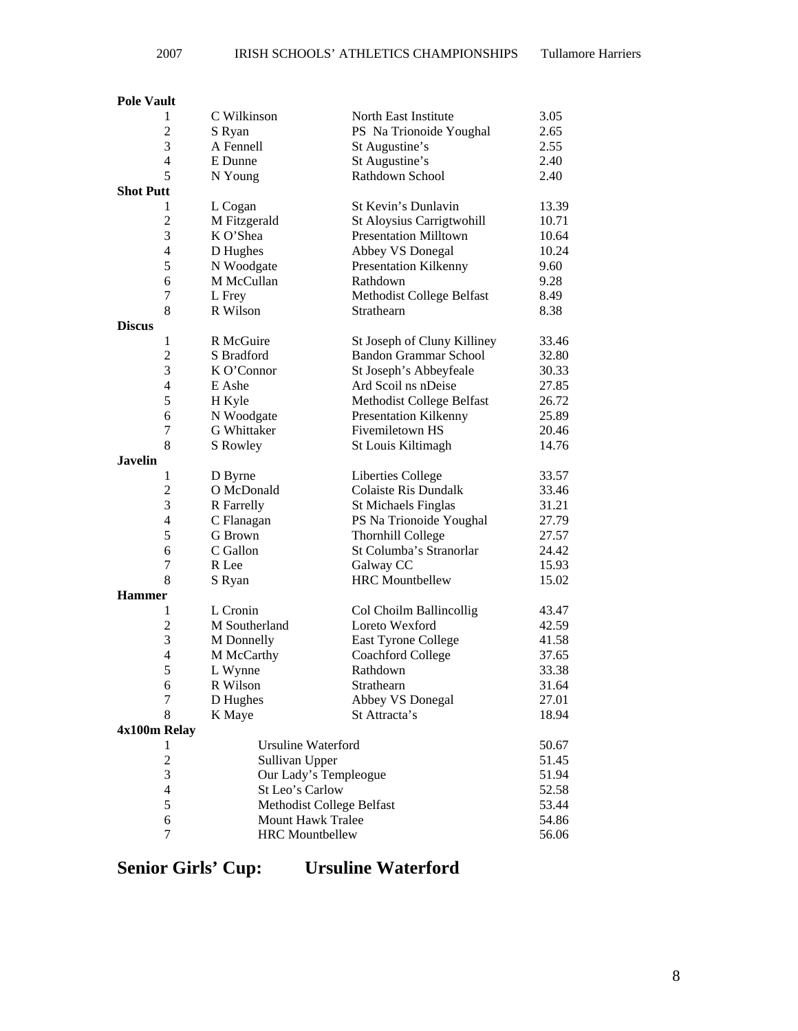### Pole Vault

| | | | |
|---|---|---|---|
| 1 | C Wilkinson | North East Institute | 3.05 |
| 2 | S Ryan | PS Na Trionoide Youghal | 2.65 |
| 3 | A Fennell | St Augustine's | 2.55 |
| 4 | E Dunne | St Augustine's | 2.40 |
| 5 | N Young | Rathdown School | 2.40 |

### Shot Putt

| | | | |
|---|---|---|---|
| 1 | L Cogan | St Kevin's Dunlavin | 13.39 |
| 2 | M Fitzgerald | St Aloysius Carrigtwohill | 10.71 |
| 3 | K O'Shea | Presentation Milltown | 10.64 |
| 4 | D Hughes | Abbey VS Donegal | 10.24 |
| 5 | N Woodgate | Presentation Kilkenny | 9.60 |
| 6 | M McCullan | Rathdown | 9.28 |
| 7 | L Frey | Methodist College Belfast | 8.49 |
| 8 | R Wilson | Strathearn | 8.38 |

### Discus

| | | | |
|---|---|---|---|
| 1 | R McGuire | St Joseph of Cluny Killiney | 33.46 |
| 2 | S Bradford | Bandon Grammar School | 32.80 |
| 3 | K O'Connor | St Joseph's Abbeyfeale | 30.33 |
| 4 | E Ashe | Ard Scoil ns nDeise | 27.85 |
| 5 | H Kyle | Methodist College Belfast | 26.72 |
| 6 | N Woodgate | Presentation Kilkenny | 25.89 |
| 7 | G Whittaker | Fivemiletown HS | 20.46 |
| 8 | S Rowley | St Louis Kiltimagh | 14.76 |

### Javelin

| | | | |
|---|---|---|---|
| 1 | D Byrne | Liberties College | 33.57 |
| 2 | O McDonald | Colaiste Ris Dundalk | 33.46 |
| 3 | R Farrelly | St Michaels Finglas | 31.21 |
| 4 | C Flanagan | PS Na Trionoide Youghal | 27.79 |
| 5 | G Brown | Thornhill College | 27.57 |
| 6 | C Gallon | St Columba's Stranorlar | 24.42 |
| 7 | R Lee | Galway CC | 15.93 |
| 8 | S Ryan | HRC Mountbellew | 15.02 |

### Hammer

| | | | |
|---|---|---|---|
| 1 | L Cronin | Col Choilm Ballincollig | 43.47 |
| 2 | M Southerland | Loreto Wexford | 42.59 |
| 3 | M Donnelly | East Tyrone College | 41.58 |
| 4 | M McCarthy | Coachford College | 37.65 |
| 5 | L Wynne | Rathdown | 33.38 |
| 6 | R Wilson | Strathearn | 31.64 |
| 7 | D Hughes | Abbey VS Donegal | 27.01 |
| 8 | K Maye | St Attracta's | 18.94 |

### 4x100m Relay

| | | |
|---|---|---|
| 1 | Ursuline Waterford | 50.67 |
| 2 | Sullivan Upper | 51.45 |
| 3 | Our Lady's Templeogue | 51.94 |
| 4 | St Leo's Carlow | 52.58 |
| 5 | Methodist College Belfast | 53.44 |
| 6 | Mount Hawk Tralee | 54.86 |
| 7 | HRC Mountbellew | 56.06 |

## Senior Girls' Cup: Ursuline Waterford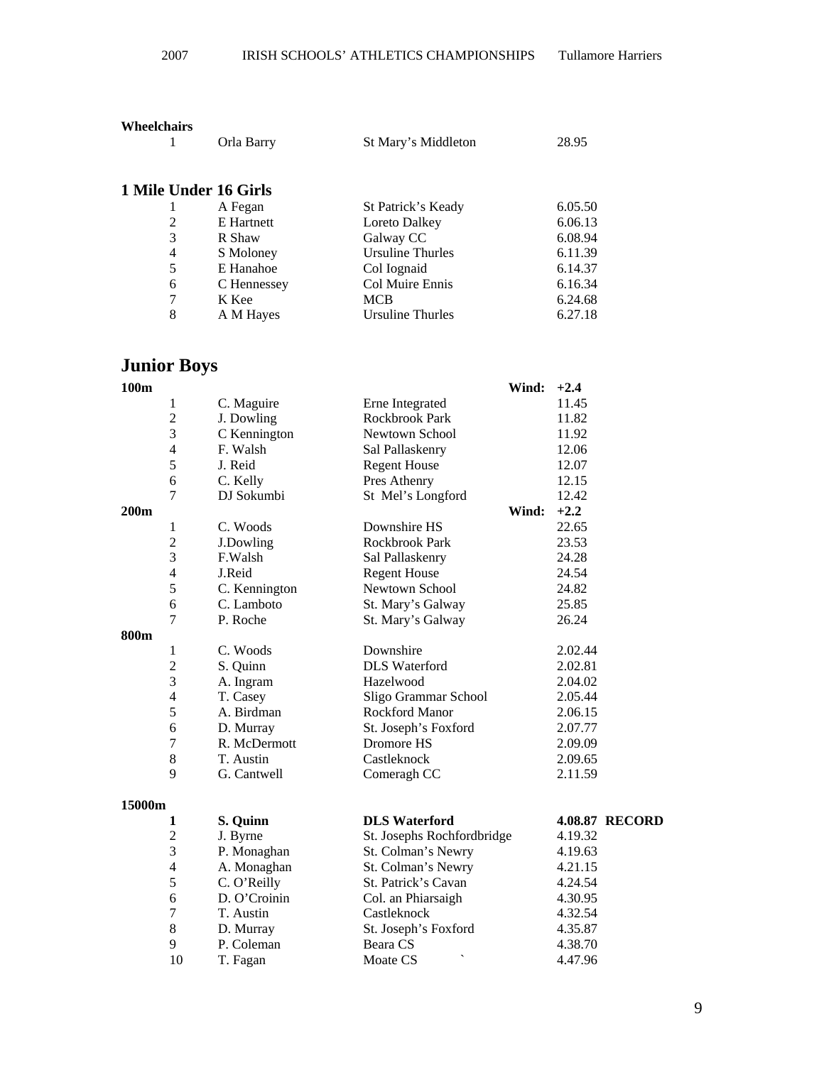**Wheelchairs**

| | | | |
|---|---|---|---|
| 1 | Orla Barry | St Mary's Middleton | 28.95 |

### 1 Mile Under 16 Girls

| | | | |
|---|---|---|---|
| 1 | A Fegan | St Patrick's Keady | 6.05.50 |
| 2 | E Hartnett | Loreto Dalkey | 6.06.13 |
| 3 | R Shaw | Galway CC | 6.08.94 |
| 4 | S Moloney | Ursuline Thurles | 6.11.39 |
| 5 | E Hanahoe | Col Iognaid | 6.14.37 |
| 6 | C Hennessey | Col Muire Ennis | 6.16.34 |
| 7 | K Kee | MCB | 6.24.68 |
| 8 | A M Hayes | Ursuline Thurles | 6.27.18 |

## Junior Boys

**100m** **Wind: +2.4**

| | | | |
|---|---|---|---|
| 1 | C. Maguire | Erne Integrated | 11.45 |
| 2 | J. Dowling | Rockbrook Park | 11.82 |
| 3 | C Kennington | Newtown School | 11.92 |
| 4 | F. Walsh | Sal Pallaskenry | 12.06 |
| 5 | J. Reid | Regent House | 12.07 |
| 6 | C. Kelly | Pres Athenry | 12.15 |
| 7 | DJ Sokumbi | St Mel's Longford | 12.42 |

**200m** **Wind: +2.2**

| | | | |
|---|---|---|---|
| 1 | C. Woods | Downshire HS | 22.65 |
| 2 | J.Dowling | Rockbrook Park | 23.53 |
| 3 | F.Walsh | Sal Pallaskenry | 24.28 |
| 4 | J.Reid | Regent House | 24.54 |
| 5 | C. Kennington | Newtown School | 24.82 |
| 6 | C. Lamboto | St. Mary's Galway | 25.85 |
| 7 | P. Roche | St. Mary's Galway | 26.24 |

**800m**

| | | | |
|---|---|---|---|
| 1 | C. Woods | Downshire | 2.02.44 |
| 2 | S. Quinn | DLS Waterford | 2.02.81 |
| 3 | A. Ingram | Hazelwood | 2.04.02 |
| 4 | T. Casey | Sligo Grammar School | 2.05.44 |
| 5 | A. Birdman | Rockford Manor | 2.06.15 |
| 6 | D. Murray | St. Joseph's Foxford | 2.07.77 |
| 7 | R. McDermott | Dromore HS | 2.09.09 |
| 8 | T. Austin | Castleknock | 2.09.65 |
| 9 | G. Cantwell | Comeragh CC | 2.11.59 |

**15000m**

| | | | |
|---|---|---|---|
| **1** | **S. Quinn** | **DLS Waterford** | **4.08.87 RECORD** |
| 2 | J. Byrne | St. Josephs Rochfordbridge | 4.19.32 |
| 3 | P. Monaghan | St. Colman's Newry | 4.19.63 |
| 4 | A. Monaghan | St. Colman's Newry | 4.21.15 |
| 5 | C. O'Reilly | St. Patrick's Cavan | 4.24.54 |
| 6 | D. O'Croinin | Col. an Phiarsaigh | 4.30.95 |
| 7 | T. Austin | Castleknock | 4.32.54 |
| 8 | D. Murray | St. Joseph's Foxford | 4.35.87 |
| 9 | P. Coleman | Beara CS | 4.38.70 |
| 10 | T. Fagan | Moate CS ` | 4.47.96 |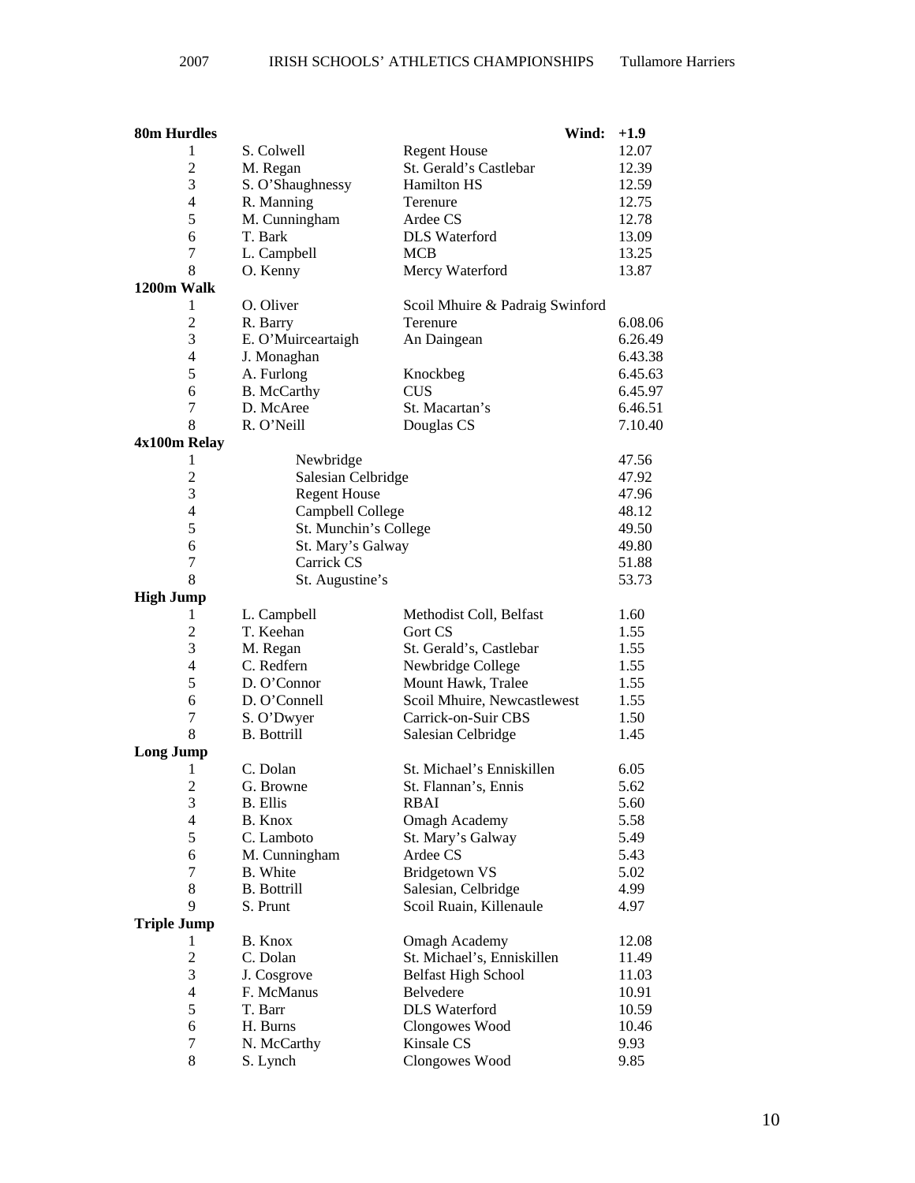| **80m Hurdles** | | **Wind:** | **+1.9** |
|---|---|---|---|
| 1 | S. Colwell | Regent House | 12.07 |
| 2 | M. Regan | St. Gerald's Castlebar | 12.39 |
| 3 | S. O'Shaughnessy | Hamilton HS | 12.59 |
| 4 | R. Manning | Terenure | 12.75 |
| 5 | M. Cunningham | Ardee CS | 12.78 |
| 6 | T. Bark | DLS Waterford | 13.09 |
| 7 | L. Campbell | MCB | 13.25 |
| 8 | O. Kenny | Mercy Waterford | 13.87 |

| **1200m Walk** | | | |
|---|---|---|---|
| 1 | O. Oliver | Scoil Mhuire & Padraig Swinford | |
| 2 | R. Barry | Terenure | 6.08.06 |
| 3 | E. O'Muirceartaigh | An Daingean | 6.26.49 |
| 4 | J. Monaghan | | 6.43.38 |
| 5 | A. Furlong | Knockbeg | 6.45.63 |
| 6 | B. McCarthy | CUS | 6.45.97 |
| 7 | D. McAree | St. Macartan's | 6.46.51 |
| 8 | R. O'Neill | Douglas CS | 7.10.40 |

| **4x100m Relay** | | |
|---|---|---|
| 1 | Newbridge | 47.56 |
| 2 | Salesian Celbridge | 47.92 |
| 3 | Regent House | 47.96 |
| 4 | Campbell College | 48.12 |
| 5 | St. Munchin's College | 49.50 |
| 6 | St. Mary's Galway | 49.80 |
| 7 | Carrick CS | 51.88 |
| 8 | St. Augustine's | 53.73 |

| **High Jump** | | | |
|---|---|---|---|
| 1 | L. Campbell | Methodist Coll, Belfast | 1.60 |
| 2 | T. Keehan | Gort CS | 1.55 |
| 3 | M. Regan | St. Gerald's, Castlebar | 1.55 |
| 4 | C. Redfern | Newbridge College | 1.55 |
| 5 | D. O'Connor | Mount Hawk, Tralee | 1.55 |
| 6 | D. O'Connell | Scoil Mhuire, Newcastlewest | 1.55 |
| 7 | S. O'Dwyer | Carrick-on-Suir CBS | 1.50 |
| 8 | B. Bottrill | Salesian Celbridge | 1.45 |

| **Long Jump** | | | |
|---|---|---|---|
| 1 | C. Dolan | St. Michael's Enniskillen | 6.05 |
| 2 | G. Browne | St. Flannan's, Ennis | 5.62 |
| 3 | B. Ellis | RBAI | 5.60 |
| 4 | B. Knox | Omagh Academy | 5.58 |
| 5 | C. Lamboto | St. Mary's Galway | 5.49 |
| 6 | M. Cunningham | Ardee CS | 5.43 |
| 7 | B. White | Bridgetown VS | 5.02 |
| 8 | B. Bottrill | Salesian, Celbridge | 4.99 |
| 9 | S. Prunt | Scoil Ruain, Killenaule | 4.97 |

| **Triple Jump** | | | |
|---|---|---|---|
| 1 | B. Knox | Omagh Academy | 12.08 |
| 2 | C. Dolan | St. Michael's, Enniskillen | 11.49 |
| 3 | J. Cosgrove | Belfast High School | 11.03 |
| 4 | F. McManus | Belvedere | 10.91 |
| 5 | T. Barr | DLS Waterford | 10.59 |
| 6 | H. Burns | Clongowes Wood | 10.46 |
| 7 | N. McCarthy | Kinsale CS | 9.93 |
| 8 | S. Lynch | Clongowes Wood | 9.85 |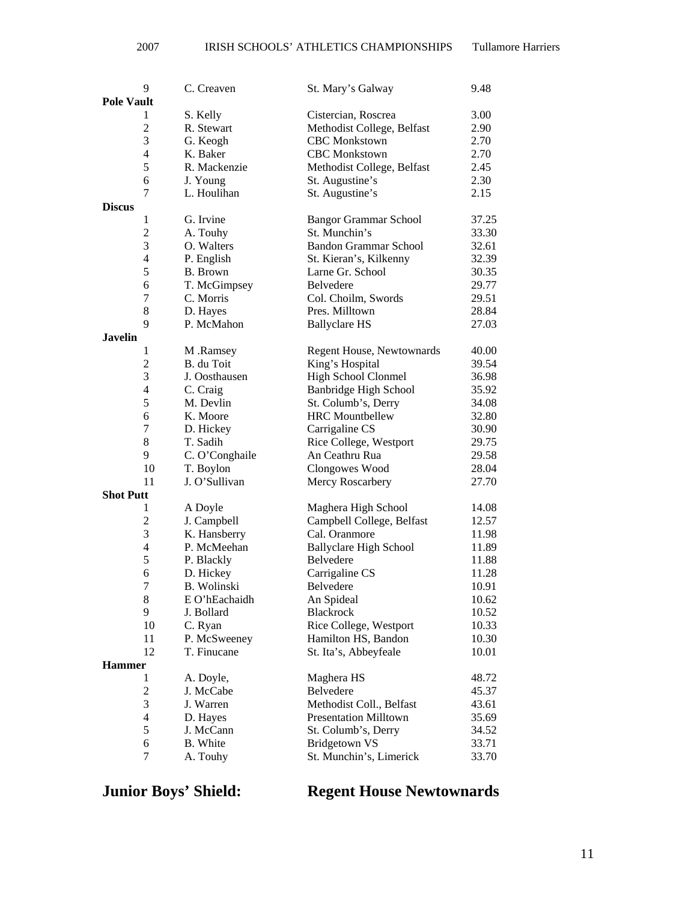| | | | |
|---|---|---|---|
| 9 | C. Creaven | St. Mary's Galway | 9.48 |
| **Pole Vault** | | | |
| 1 | S. Kelly | Cistercian, Roscrea | 3.00 |
| 2 | R. Stewart | Methodist College, Belfast | 2.90 |
| 3 | G. Keogh | CBC Monkstown | 2.70 |
| 4 | K. Baker | CBC Monkstown | 2.70 |
| 5 | R. Mackenzie | Methodist College, Belfast | 2.45 |
| 6 | J. Young | St. Augustine's | 2.30 |
| 7 | L. Houlihan | St. Augustine's | 2.15 |
| **Discus** | | | |
| 1 | G. Irvine | Bangor Grammar School | 37.25 |
| 2 | A. Touhy | St. Munchin's | 33.30 |
| 3 | O. Walters | Bandon Grammar School | 32.61 |
| 4 | P. English | St. Kieran's, Kilkenny | 32.39 |
| 5 | B. Brown | Larne Gr. School | 30.35 |
| 6 | T. McGimpsey | Belvedere | 29.77 |
| 7 | C. Morris | Col. Choilm, Swords | 29.51 |
| 8 | D. Hayes | Pres. Milltown | 28.84 |
| 9 | P. McMahon | Ballyclare HS | 27.03 |
| **Javelin** | | | |
| 1 | M .Ramsey | Regent House, Newtownards | 40.00 |
| 2 | B. du Toit | King's Hospital | 39.54 |
| 3 | J. Oosthausen | High School Clonmel | 36.98 |
| 4 | C. Craig | Banbridge High School | 35.92 |
| 5 | M. Devlin | St. Columb's, Derry | 34.08 |
| 6 | K. Moore | HRC Mountbellew | 32.80 |
| 7 | D. Hickey | Carrigaline CS | 30.90 |
| 8 | T. Sadih | Rice College, Westport | 29.75 |
| 9 | C. O'Conghaile | An Ceathru Rua | 29.58 |
| 10 | T. Boylon | Clongowes Wood | 28.04 |
| 11 | J. O'Sullivan | Mercy Roscarbery | 27.70 |
| **Shot Putt** | | | |
| 1 | A Doyle | Maghera High School | 14.08 |
| 2 | J. Campbell | Campbell College, Belfast | 12.57 |
| 3 | K. Hansberry | Cal. Oranmore | 11.98 |
| 4 | P. McMeehan | Ballyclare High School | 11.89 |
| 5 | P. Blackly | Belvedere | 11.88 |
| 6 | D. Hickey | Carrigaline CS | 11.28 |
| 7 | B. Wolinski | Belvedere | 10.91 |
| 8 | E O'hEachaidh | An Spideal | 10.62 |
| 9 | J. Bollard | Blackrock | 10.52 |
| 10 | C. Ryan | Rice College, Westport | 10.33 |
| 11 | P. McSweeney | Hamilton HS, Bandon | 10.30 |
| 12 | T. Finucane | St. Ita's, Abbeyfeale | 10.01 |
| **Hammer** | | | |
| 1 | A. Doyle, | Maghera HS | 48.72 |
| 2 | J. McCabe | Belvedere | 45.37 |
| 3 | J. Warren | Methodist Coll., Belfast | 43.61 |
| 4 | D. Hayes | Presentation Milltown | 35.69 |
| 5 | J. McCann | St. Columb's, Derry | 34.52 |
| 6 | B. White | Bridgetown VS | 33.71 |
| 7 | A. Touhy | St. Munchin's, Limerick | 33.70 |

## Junior Boys' Shield: Regent House Newtownards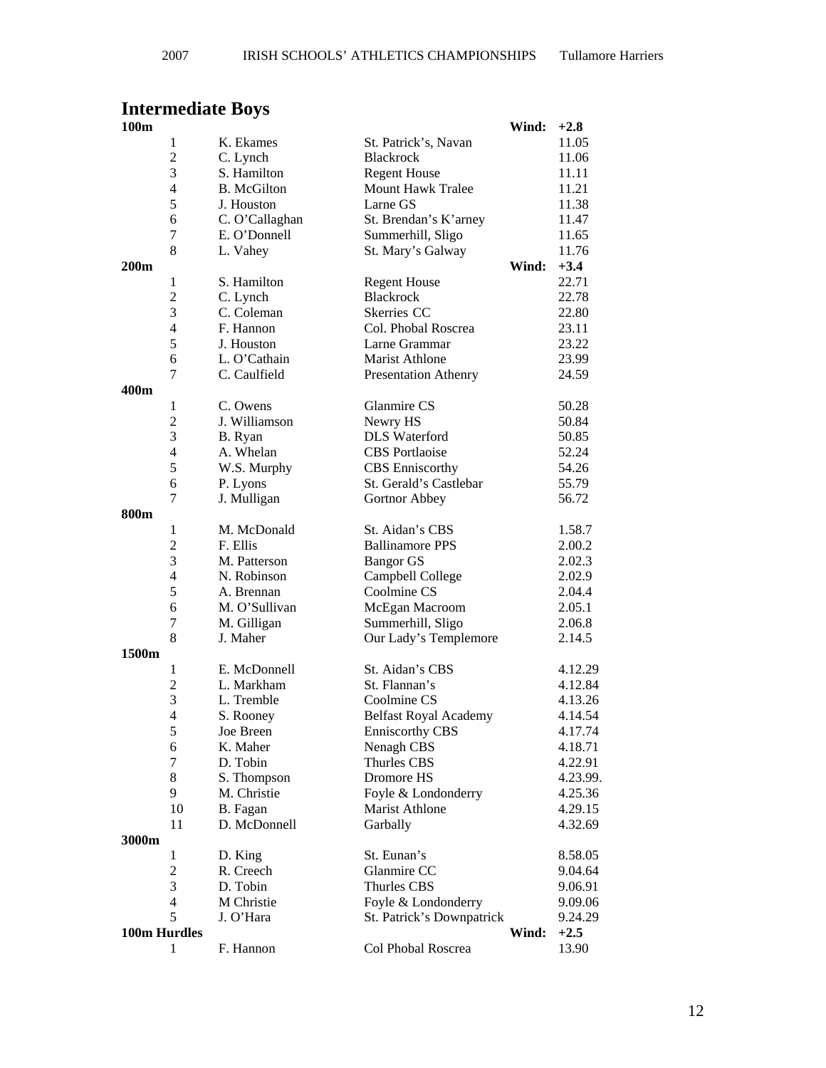## Intermediate Boys

### 100m

Wind: +2.8

| Pos | Name | School | Time |
|---|---|---|---|
| 1 | K. Ekames | St. Patrick's, Navan | 11.05 |
| 2 | C. Lynch | Blackrock | 11.06 |
| 3 | S. Hamilton | Regent House | 11.11 |
| 4 | B. McGilton | Mount Hawk Tralee | 11.21 |
| 5 | J. Houston | Larne GS | 11.38 |
| 6 | C. O'Callaghan | St. Brendan's K'arney | 11.47 |
| 7 | E. O'Donnell | Summerhill, Sligo | 11.65 |
| 8 | L. Vahey | St. Mary's Galway | 11.76 |

### 200m

Wind: +3.4

| Pos | Name | School | Time |
|---|---|---|---|
| 1 | S. Hamilton | Regent House | 22.71 |
| 2 | C. Lynch | Blackrock | 22.78 |
| 3 | C. Coleman | Skerries CC | 22.80 |
| 4 | F. Hannon | Col. Phobal Roscrea | 23.11 |
| 5 | J. Houston | Larne Grammar | 23.22 |
| 6 | L. O'Cathain | Marist Athlone | 23.99 |
| 7 | C. Caulfield | Presentation Athenry | 24.59 |

### 400m

| Pos | Name | School | Time |
|---|---|---|---|
| 1 | C. Owens | Glanmire CS | 50.28 |
| 2 | J. Williamson | Newry HS | 50.84 |
| 3 | B. Ryan | DLS Waterford | 50.85 |
| 4 | A. Whelan | CBS Portlaoise | 52.24 |
| 5 | W.S. Murphy | CBS Enniscorthy | 54.26 |
| 6 | P. Lyons | St. Gerald's Castlebar | 55.79 |
| 7 | J. Mulligan | Gortnor Abbey | 56.72 |

### 800m

| Pos | Name | School | Time |
|---|---|---|---|
| 1 | M. McDonald | St. Aidan's CBS | 1.58.7 |
| 2 | F. Ellis | Ballinamore PPS | 2.00.2 |
| 3 | M. Patterson | Bangor GS | 2.02.3 |
| 4 | N. Robinson | Campbell College | 2.02.9 |
| 5 | A. Brennan | Coolmine CS | 2.04.4 |
| 6 | M. O'Sullivan | McEgan Macroom | 2.05.1 |
| 7 | M. Gilligan | Summerhill, Sligo | 2.06.8 |
| 8 | J. Maher | Our Lady's Templemore | 2.14.5 |

### 1500m

| Pos | Name | School | Time |
|---|---|---|---|
| 1 | E. McDonnell | St. Aidan's CBS | 4.12.29 |
| 2 | L. Markham | St. Flannan's | 4.12.84 |
| 3 | L. Tremble | Coolmine CS | 4.13.26 |
| 4 | S. Rooney | Belfast Royal Academy | 4.14.54 |
| 5 | Joe Breen | Enniscorthy CBS | 4.17.74 |
| 6 | K. Maher | Nenagh CBS | 4.18.71 |
| 7 | D. Tobin | Thurles CBS | 4.22.91 |
| 8 | S. Thompson | Dromore HS | 4.23.99. |
| 9 | M. Christie | Foyle & Londonderry | 4.25.36 |
| 10 | B. Fagan | Marist Athlone | 4.29.15 |
| 11 | D. McDonnell | Garbally | 4.32.69 |

### 3000m

| Pos | Name | School | Time |
|---|---|---|---|
| 1 | D. King | St. Eunan's | 8.58.05 |
| 2 | R. Creech | Glanmire CC | 9.04.64 |
| 3 | D. Tobin | Thurles CBS | 9.06.91 |
| 4 | M Christie | Foyle & Londonderry | 9.09.06 |
| 5 | J. O'Hara | St. Patrick's Downpatrick | 9.24.29 |

### 100m Hurdles

Wind: +2.5

| Pos | Name | School | Time |
|---|---|---|---|
| 1 | F. Hannon | Col Phobal Roscrea | 13.90 |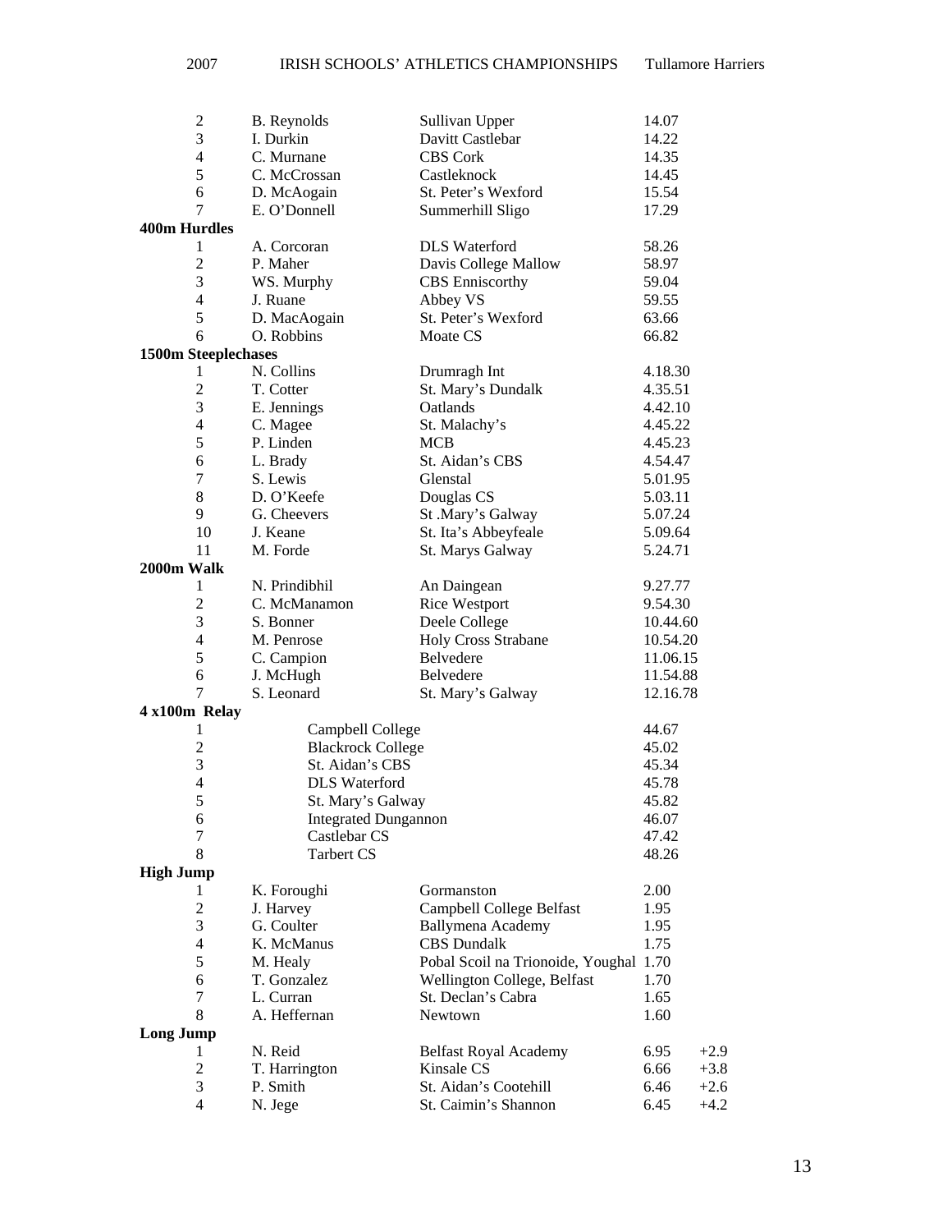| | | | |
|---|---|---|---|
| 2 | B. Reynolds | Sullivan Upper | 14.07 |
| 3 | I. Durkin | Davitt Castlebar | 14.22 |
| 4 | C. Murnane | CBS Cork | 14.35 |
| 5 | C. McCrossan | Castleknock | 14.45 |
| 6 | D. McAogain | St. Peter's Wexford | 15.54 |
| 7 | E. O'Donnell | Summerhill Sligo | 17.29 |

**400m Hurdles**

| | | | |
|---|---|---|---|
| 1 | A. Corcoran | DLS Waterford | 58.26 |
| 2 | P. Maher | Davis College Mallow | 58.97 |
| 3 | WS. Murphy | CBS Enniscorthy | 59.04 |
| 4 | J. Ruane | Abbey VS | 59.55 |
| 5 | D. MacAogain | St. Peter's Wexford | 63.66 |
| 6 | O. Robbins | Moate CS | 66.82 |

**1500m Steeplechases**

| | | | |
|---|---|---|---|
| 1 | N. Collins | Drumragh Int | 4.18.30 |
| 2 | T. Cotter | St. Mary's Dundalk | 4.35.51 |
| 3 | E. Jennings | Oatlands | 4.42.10 |
| 4 | C. Magee | St. Malachy's | 4.45.22 |
| 5 | P. Linden | MCB | 4.45.23 |
| 6 | L. Brady | St. Aidan's CBS | 4.54.47 |
| 7 | S. Lewis | Glenstal | 5.01.95 |
| 8 | D. O'Keefe | Douglas CS | 5.03.11 |
| 9 | G. Cheevers | St .Mary's Galway | 5.07.24 |
| 10 | J. Keane | St. Ita's Abbeyfeale | 5.09.64 |
| 11 | M. Forde | St. Marys Galway | 5.24.71 |

**2000m Walk**

| | | | |
|---|---|---|---|
| 1 | N. Prindibhil | An Daingean | 9.27.77 |
| 2 | C. McManamon | Rice Westport | 9.54.30 |
| 3 | S. Bonner | Deele College | 10.44.60 |
| 4 | M. Penrose | Holy Cross Strabane | 10.54.20 |
| 5 | C. Campion | Belvedere | 11.06.15 |
| 6 | J. McHugh | Belvedere | 11.54.88 |
| 7 | S. Leonard | St. Mary's Galway | 12.16.78 |

**4 x100m Relay**

| | | |
|---|---|---|
| 1 | Campbell College | 44.67 |
| 2 | Blackrock College | 45.02 |
| 3 | St. Aidan's CBS | 45.34 |
| 4 | DLS Waterford | 45.78 |
| 5 | St. Mary's Galway | 45.82 |
| 6 | Integrated Dungannon | 46.07 |
| 7 | Castlebar CS | 47.42 |
| 8 | Tarbert CS | 48.26 |

**High Jump**

| | | | |
|---|---|---|---|
| 1 | K. Foroughi | Gormanston | 2.00 |
| 2 | J. Harvey | Campbell College Belfast | 1.95 |
| 3 | G. Coulter | Ballymena Academy | 1.95 |
| 4 | K. McManus | CBS Dundalk | 1.75 |
| 5 | M. Healy | Pobal Scoil na Trionoide, Youghal | 1.70 |
| 6 | T. Gonzalez | Wellington College, Belfast | 1.70 |
| 7 | L. Curran | St. Declan's Cabra | 1.65 |
| 8 | A. Heffernan | Newtown | 1.60 |

**Long Jump**

| | | | | |
|---|---|---|---|---|
| 1 | N. Reid | Belfast Royal Academy | 6.95 | +2.9 |
| 2 | T. Harrington | Kinsale CS | 6.66 | +3.8 |
| 3 | P. Smith | St. Aidan's Cootehill | 6.46 | +2.6 |
| 4 | N. Jege | St. Caimin's Shannon | 6.45 | +4.2 |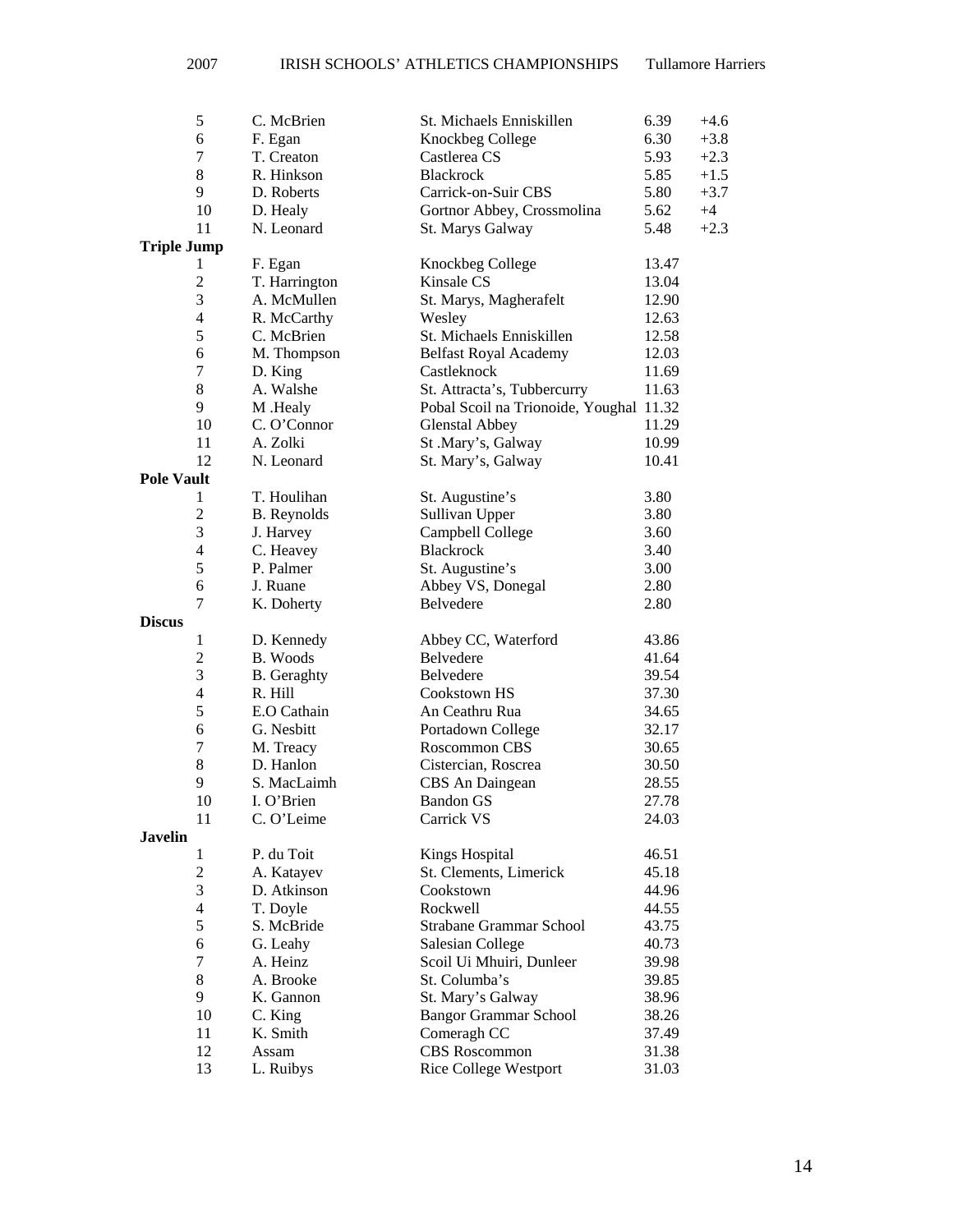| | | | | |
|---|---|---|---|---|
| 5 | C. McBrien | St. Michaels Enniskillen | 6.39 | +4.6 |
| 6 | F. Egan | Knockbeg College | 6.30 | +3.8 |
| 7 | T. Creaton | Castlerea CS | 5.93 | +2.3 |
| 8 | R. Hinkson | Blackrock | 5.85 | +1.5 |
| 9 | D. Roberts | Carrick-on-Suir CBS | 5.80 | +3.7 |
| 10 | D. Healy | Gortnor Abbey, Crossmolina | 5.62 | +4 |
| 11 | N. Leonard | St. Marys Galway | 5.48 | +2.3 |

**Triple Jump**

| | | | |
|---|---|---|---|
| 1 | F. Egan | Knockbeg College | 13.47 |
| 2 | T. Harrington | Kinsale CS | 13.04 |
| 3 | A. McMullen | St. Marys, Magherafelt | 12.90 |
| 4 | R. McCarthy | Wesley | 12.63 |
| 5 | C. McBrien | St. Michaels Enniskillen | 12.58 |
| 6 | M. Thompson | Belfast Royal Academy | 12.03 |
| 7 | D. King | Castleknock | 11.69 |
| 8 | A. Walshe | St. Attracta's, Tubbercurry | 11.63 |
| 9 | M .Healy | Pobal Scoil na Trionoide, Youghal | 11.32 |
| 10 | C. O'Connor | Glenstal Abbey | 11.29 |
| 11 | A. Zolki | St .Mary's, Galway | 10.99 |
| 12 | N. Leonard | St. Mary's, Galway | 10.41 |

**Pole Vault**

| | | | |
|---|---|---|---|
| 1 | T. Houlihan | St. Augustine's | 3.80 |
| 2 | B. Reynolds | Sullivan Upper | 3.80 |
| 3 | J. Harvey | Campbell College | 3.60 |
| 4 | C. Heavey | Blackrock | 3.40 |
| 5 | P. Palmer | St. Augustine's | 3.00 |
| 6 | J. Ruane | Abbey VS, Donegal | 2.80 |
| 7 | K. Doherty | Belvedere | 2.80 |

**Discus**

| | | | |
|---|---|---|---|
| 1 | D. Kennedy | Abbey CC, Waterford | 43.86 |
| 2 | B. Woods | Belvedere | 41.64 |
| 3 | B. Geraghty | Belvedere | 39.54 |
| 4 | R. Hill | Cookstown HS | 37.30 |
| 5 | E.O Cathain | An Ceathru Rua | 34.65 |
| 6 | G. Nesbitt | Portadown College | 32.17 |
| 7 | M. Treacy | Roscommon CBS | 30.65 |
| 8 | D. Hanlon | Cistercian, Roscrea | 30.50 |
| 9 | S. MacLaimh | CBS An Daingean | 28.55 |
| 10 | I. O'Brien | Bandon GS | 27.78 |
| 11 | C. O'Leime | Carrick VS | 24.03 |

**Javelin**

| | | | |
|---|---|---|---|
| 1 | P. du Toit | Kings Hospital | 46.51 |
| 2 | A. Katayev | St. Clements, Limerick | 45.18 |
| 3 | D. Atkinson | Cookstown | 44.96 |
| 4 | T. Doyle | Rockwell | 44.55 |
| 5 | S. McBride | Strabane Grammar School | 43.75 |
| 6 | G. Leahy | Salesian College | 40.73 |
| 7 | A. Heinz | Scoil Ui Mhuiri, Dunleer | 39.98 |
| 8 | A. Brooke | St. Columba's | 39.85 |
| 9 | K. Gannon | St. Mary's Galway | 38.96 |
| 10 | C. King | Bangor Grammar School | 38.26 |
| 11 | K. Smith | Comeragh CC | 37.49 |
| 12 | Assam | CBS Roscommon | 31.38 |
| 13 | L. Ruibys | Rice College Westport | 31.03 |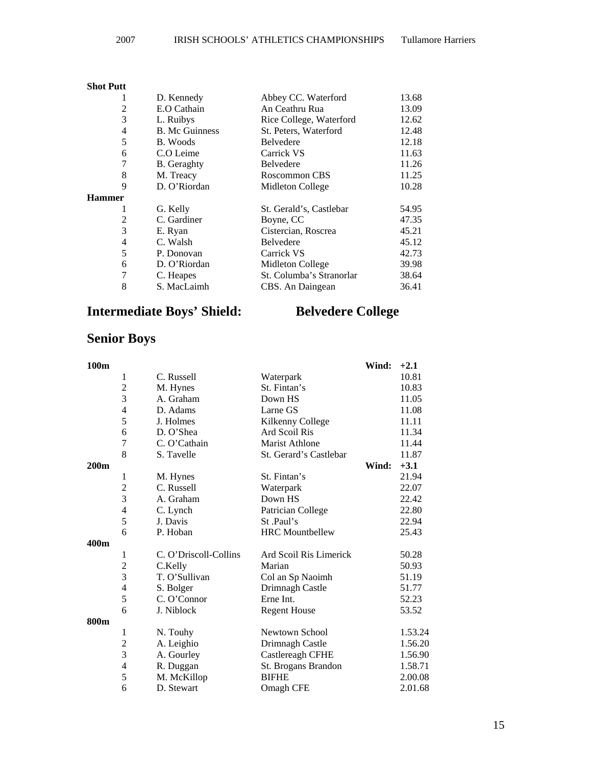**Shot Putt**

| | | | |
|---|---|---|---|
| 1 | D. Kennedy | Abbey CC. Waterford | 13.68 |
| 2 | E.O Cathain | An Ceathru Rua | 13.09 |
| 3 | L. Ruibys | Rice College, Waterford | 12.62 |
| 4 | B. Mc Guinness | St. Peters, Waterford | 12.48 |
| 5 | B. Woods | Belvedere | 12.18 |
| 6 | C.O Leime | Carrick VS | 11.63 |
| 7 | B. Geraghty | Belvedere | 11.26 |
| 8 | M. Treacy | Roscommon CBS | 11.25 |
| 9 | D. O'Riordan | Midleton College | 10.28 |

**Hammer**

| | | | |
|---|---|---|---|
| 1 | G. Kelly | St. Gerald's, Castlebar | 54.95 |
| 2 | C. Gardiner | Boyne, CC | 47.35 |
| 3 | E. Ryan | Cistercian, Roscrea | 45.21 |
| 4 | C. Walsh | Belvedere | 45.12 |
| 5 | P. Donovan | Carrick VS | 42.73 |
| 6 | D. O'Riordan | Midleton College | 39.98 |
| 7 | C. Heapes | St. Columba's Stranorlar | 38.64 |
| 8 | S. MacLaimh | CBS. An Daingean | 36.41 |

## Intermediate Boys' Shield: Belvedere College

## Senior Boys

**100m** — **Wind: +2.1**

| | | | |
|---|---|---|---|
| 1 | C. Russell | Waterpark | 10.81 |
| 2 | M. Hynes | St. Fintan's | 10.83 |
| 3 | A. Graham | Down HS | 11.05 |
| 4 | D. Adams | Larne GS | 11.08 |
| 5 | J. Holmes | Kilkenny College | 11.11 |
| 6 | D. O'Shea | Ard Scoil Ris | 11.34 |
| 7 | C. O'Cathain | Marist Athlone | 11.44 |
| 8 | S. Tavelle | St. Gerard's Castlebar | 11.87 |

**200m** — **Wind: +3.1**

| | | | |
|---|---|---|---|
| 1 | M. Hynes | St. Fintan's | 21.94 |
| 2 | C. Russell | Waterpark | 22.07 |
| 3 | A. Graham | Down HS | 22.42 |
| 4 | C. Lynch | Patrician College | 22.80 |
| 5 | J. Davis | St .Paul's | 22.94 |
| 6 | P. Hoban | HRC Mountbellew | 25.43 |

**400m**

| | | | |
|---|---|---|---|
| 1 | C. O'Driscoll-Collins | Ard Scoil Ris Limerick | 50.28 |
| 2 | C.Kelly | Marian | 50.93 |
| 3 | T. O'Sullivan | Col an Sp Naoimh | 51.19 |
| 4 | S. Bolger | Drimnagh Castle | 51.77 |
| 5 | C. O'Connor | Erne Int. | 52.23 |
| 6 | J. Niblock | Regent House | 53.52 |

**800m**

| | | | |
|---|---|---|---|
| 1 | N. Touhy | Newtown School | 1.53.24 |
| 2 | A. Leighio | Drimnagh Castle | 1.56.20 |
| 3 | A. Gourley | Castlereagh CFHE | 1.56.90 |
| 4 | R. Duggan | St. Brogans Brandon | 1.58.71 |
| 5 | M. McKillop | BIFHE | 2.00.08 |
| 6 | D. Stewart | Omagh CFE | 2.01.68 |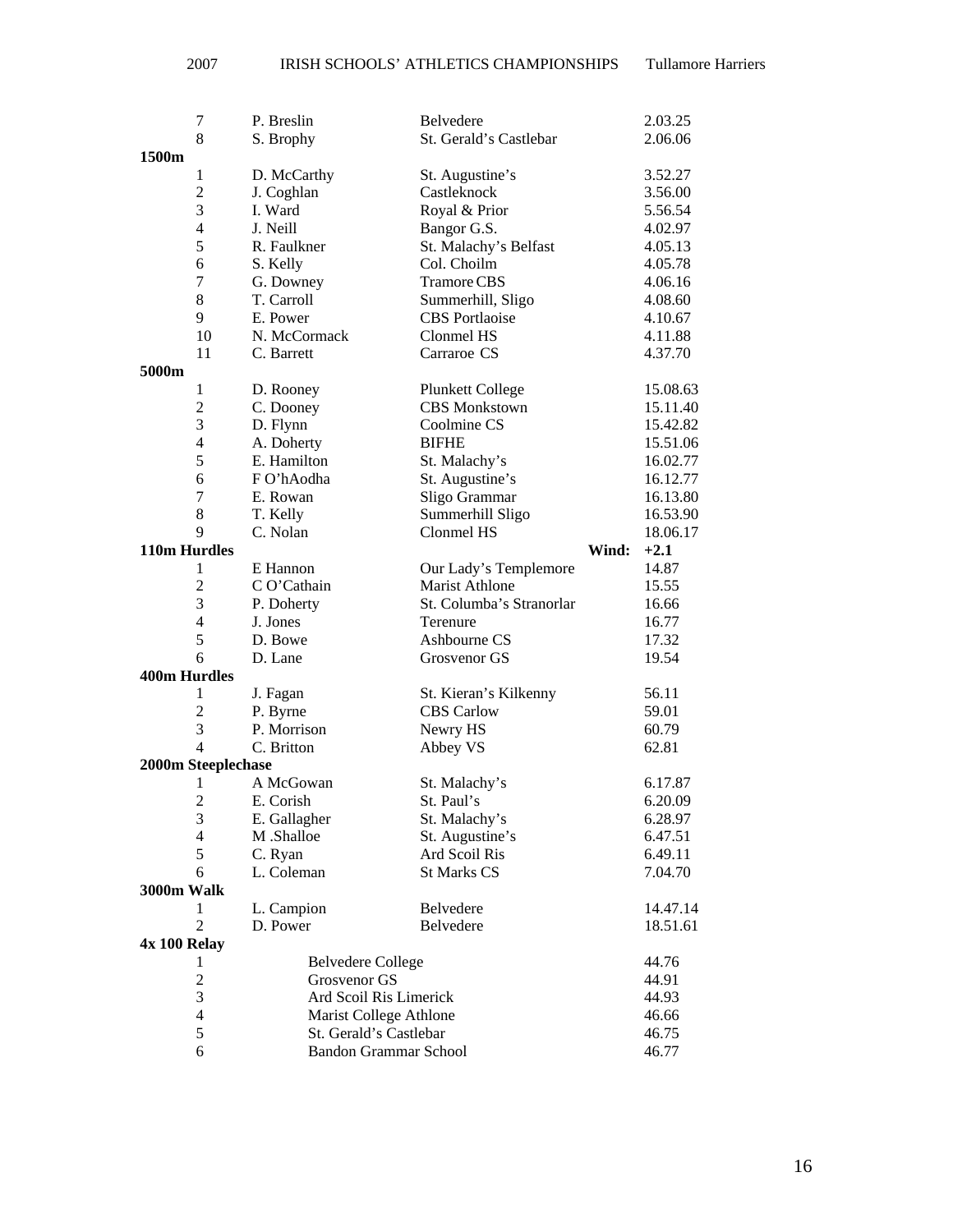| | | | |
|---|---|---|---|
| 7 | P. Breslin | Belvedere | 2.03.25 |
| 8 | S. Brophy | St. Gerald's Castlebar | 2.06.06 |

**1500m**

| | | | |
|---|---|---|---|
| 1 | D. McCarthy | St. Augustine's | 3.52.27 |
| 2 | J. Coghlan | Castleknock | 3.56.00 |
| 3 | I. Ward | Royal & Prior | 5.56.54 |
| 4 | J. Neill | Bangor G.S. | 4.02.97 |
| 5 | R. Faulkner | St. Malachy's Belfast | 4.05.13 |
| 6 | S. Kelly | Col. Choilm | 4.05.78 |
| 7 | G. Downey | Tramore CBS | 4.06.16 |
| 8 | T. Carroll | Summerhill, Sligo | 4.08.60 |
| 9 | E. Power | CBS Portlaoise | 4.10.67 |
| 10 | N. McCormack | Clonmel HS | 4.11.88 |
| 11 | C. Barrett | Carraroe CS | 4.37.70 |

**5000m**

| | | | |
|---|---|---|---|
| 1 | D. Rooney | Plunkett College | 15.08.63 |
| 2 | C. Dooney | CBS Monkstown | 15.11.40 |
| 3 | D. Flynn | Coolmine CS | 15.42.82 |
| 4 | A. Doherty | BIFHE | 15.51.06 |
| 5 | E. Hamilton | St. Malachy's | 16.02.77 |
| 6 | F O'hAodha | St. Augustine's | 16.12.77 |
| 7 | E. Rowan | Sligo Grammar | 16.13.80 |
| 8 | T. Kelly | Summerhill Sligo | 16.53.90 |
| 9 | C. Nolan | Clonmel HS | 18.06.17 |

**110m Hurdles** **Wind: +2.1**

| | | | |
|---|---|---|---|
| 1 | E Hannon | Our Lady's Templemore | 14.87 |
| 2 | C O'Cathain | Marist Athlone | 15.55 |
| 3 | P. Doherty | St. Columba's Stranorlar | 16.66 |
| 4 | J. Jones | Terenure | 16.77 |
| 5 | D. Bowe | Ashbourne CS | 17.32 |
| 6 | D. Lane | Grosvenor GS | 19.54 |

**400m Hurdles**

| | | | |
|---|---|---|---|
| 1 | J. Fagan | St. Kieran's Kilkenny | 56.11 |
| 2 | P. Byrne | CBS Carlow | 59.01 |
| 3 | P. Morrison | Newry HS | 60.79 |
| 4 | C. Britton | Abbey VS | 62.81 |

**2000m Steeplechase**

| | | | |
|---|---|---|---|
| 1 | A McGowan | St. Malachy's | 6.17.87 |
| 2 | E. Corish | St. Paul's | 6.20.09 |
| 3 | E. Gallagher | St. Malachy's | 6.28.97 |
| 4 | M .Shalloe | St. Augustine's | 6.47.51 |
| 5 | C. Ryan | Ard Scoil Ris | 6.49.11 |
| 6 | L. Coleman | St Marks CS | 7.04.70 |

**3000m Walk**

| | | | |
|---|---|---|---|
| 1 | L. Campion | Belvedere | 14.47.14 |
| 2 | D. Power | Belvedere | 18.51.61 |

**4x 100 Relay**

| | | |
|---|---|---|
| 1 | Belvedere College | 44.76 |
| 2 | Grosvenor GS | 44.91 |
| 3 | Ard Scoil Ris Limerick | 44.93 |
| 4 | Marist College Athlone | 46.66 |
| 5 | St. Gerald's Castlebar | 46.75 |
| 6 | Bandon Grammar School | 46.77 |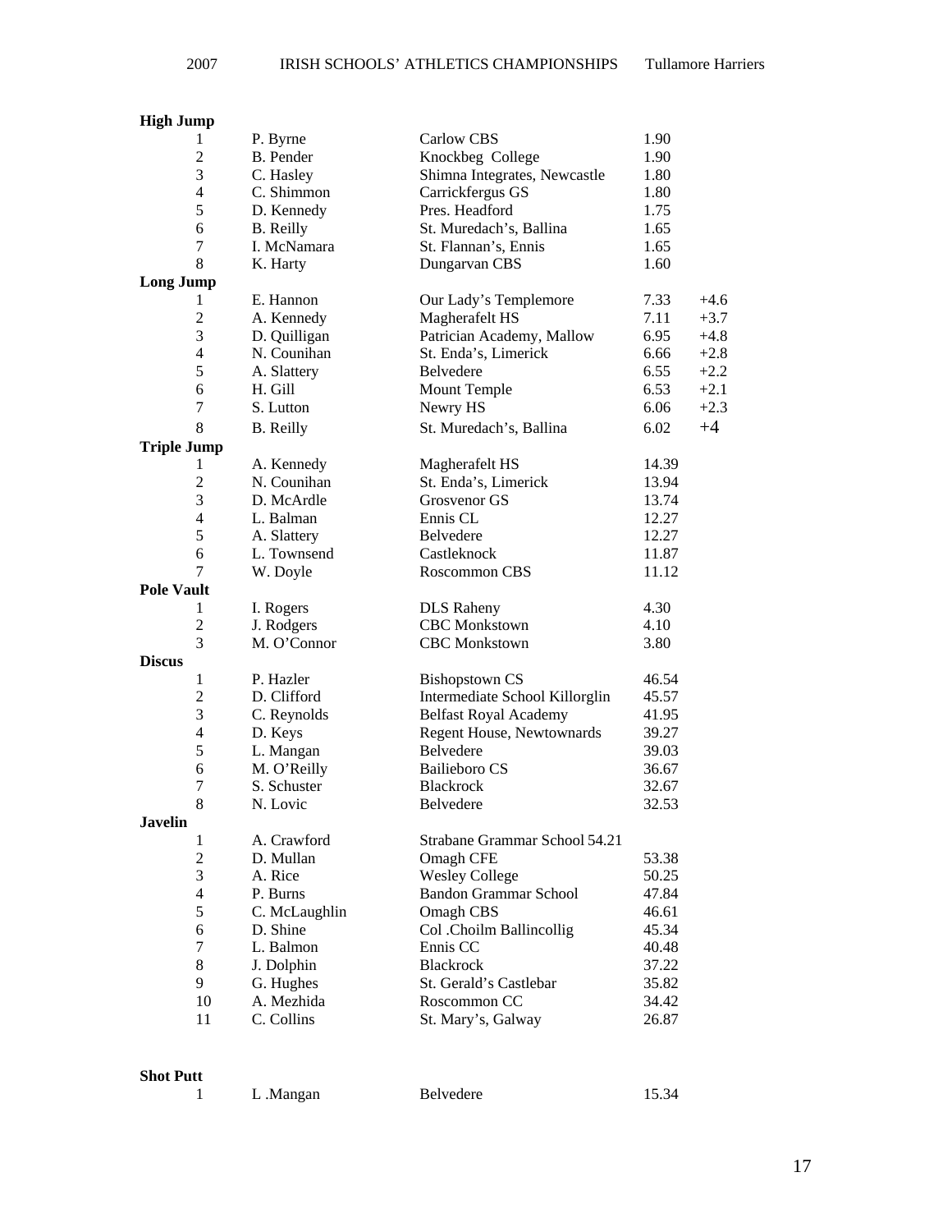**High Jump**

| | | | |
|---|---|---|---|
| 1 | P. Byrne | Carlow CBS | 1.90 |
| 2 | B. Pender | Knockbeg College | 1.90 |
| 3 | C. Hasley | Shimna Integrates, Newcastle | 1.80 |
| 4 | C. Shimmon | Carrickfergus GS | 1.80 |
| 5 | D. Kennedy | Pres. Headford | 1.75 |
| 6 | B. Reilly | St. Muredach's, Ballina | 1.65 |
| 7 | I. McNamara | St. Flannan's, Ennis | 1.65 |
| 8 | K. Harty | Dungarvan CBS | 1.60 |

**Long Jump**

| | | | | |
|---|---|---|---|---|
| 1 | E. Hannon | Our Lady's Templemore | 7.33 | +4.6 |
| 2 | A. Kennedy | Magherafelt HS | 7.11 | +3.7 |
| 3 | D. Quilligan | Patrician Academy, Mallow | 6.95 | +4.8 |
| 4 | N. Counihan | St. Enda's, Limerick | 6.66 | +2.8 |
| 5 | A. Slattery | Belvedere | 6.55 | +2.2 |
| 6 | H. Gill | Mount Temple | 6.53 | +2.1 |
| 7 | S. Lutton | Newry HS | 6.06 | +2.3 |
| 8 | B. Reilly | St. Muredach's, Ballina | 6.02 | +4 |

**Triple Jump**

| | | | |
|---|---|---|---|
| 1 | A. Kennedy | Magherafelt HS | 14.39 |
| 2 | N. Counihan | St. Enda's, Limerick | 13.94 |
| 3 | D. McArdle | Grosvenor GS | 13.74 |
| 4 | L. Balman | Ennis CL | 12.27 |
| 5 | A. Slattery | Belvedere | 12.27 |
| 6 | L. Townsend | Castleknock | 11.87 |
| 7 | W. Doyle | Roscommon CBS | 11.12 |

**Pole Vault**

| | | | |
|---|---|---|---|
| 1 | I. Rogers | DLS Raheny | 4.30 |
| 2 | J. Rodgers | CBC Monkstown | 4.10 |
| 3 | M. O'Connor | CBC Monkstown | 3.80 |

**Discus**

| | | | |
|---|---|---|---|
| 1 | P. Hazler | Bishopstown CS | 46.54 |
| 2 | D. Clifford | Intermediate School Killorglin | 45.57 |
| 3 | C. Reynolds | Belfast Royal Academy | 41.95 |
| 4 | D. Keys | Regent House, Newtownards | 39.27 |
| 5 | L. Mangan | Belvedere | 39.03 |
| 6 | M. O'Reilly | Bailieboro CS | 36.67 |
| 7 | S. Schuster | Blackrock | 32.67 |
| 8 | N. Lovic | Belvedere | 32.53 |

**Javelin**

| | | | |
|---|---|---|---|
| 1 | A. Crawford | Strabane Grammar School | 54.21 |
| 2 | D. Mullan | Omagh CFE | 53.38 |
| 3 | A. Rice | Wesley College | 50.25 |
| 4 | P. Burns | Bandon Grammar School | 47.84 |
| 5 | C. McLaughlin | Omagh CBS | 46.61 |
| 6 | D. Shine | Col .Choilm Ballincollig | 45.34 |
| 7 | L. Balmon | Ennis CC | 40.48 |
| 8 | J. Dolphin | Blackrock | 37.22 |
| 9 | G. Hughes | St. Gerald's Castlebar | 35.82 |
| 10 | A. Mezhida | Roscommon CC | 34.42 |
| 11 | C. Collins | St. Mary's, Galway | 26.87 |

**Shot Putt**

| | | | |
|---|---|---|---|
| 1 | L .Mangan | Belvedere | 15.34 |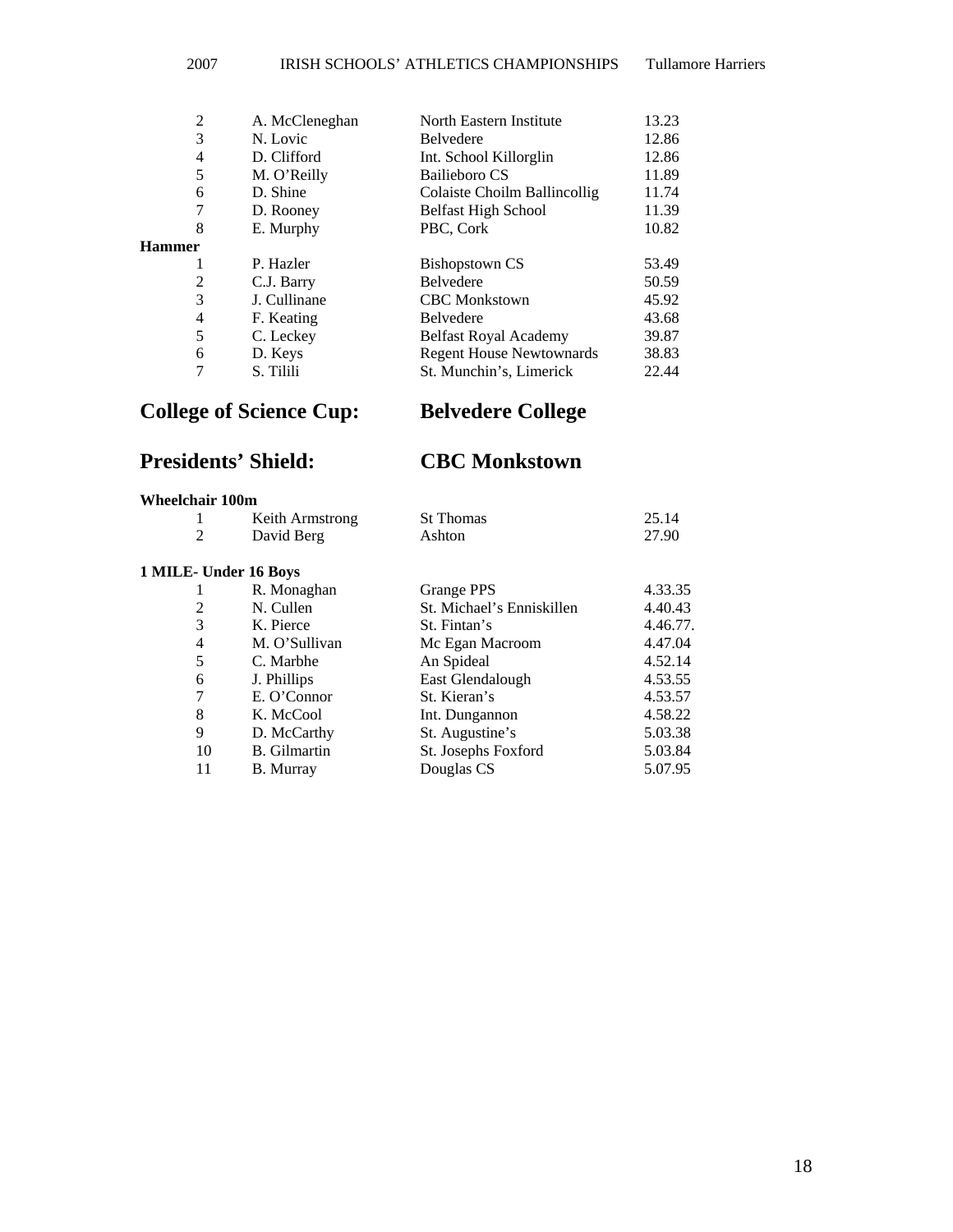| | | | |
|---|---|---|---|
| 2 | A. McCleneghan | North Eastern Institute | 13.23 |
| 3 | N. Lovic | Belvedere | 12.86 |
| 4 | D. Clifford | Int. School Killorglin | 12.86 |
| 5 | M. O'Reilly | Bailieboro CS | 11.89 |
| 6 | D. Shine | Colaiste Choilm Ballincollig | 11.74 |
| 7 | D. Rooney | Belfast High School | 11.39 |
| 8 | E. Murphy | PBC, Cork | 10.82 |

**Hammer**

| | | | |
|---|---|---|---|
| 1 | P. Hazler | Bishopstown CS | 53.49 |
| 2 | C.J. Barry | Belvedere | 50.59 |
| 3 | J. Cullinane | CBC Monkstown | 45.92 |
| 4 | F. Keating | Belvedere | 43.68 |
| 5 | C. Leckey | Belfast Royal Academy | 39.87 |
| 6 | D. Keys | Regent House Newtownards | 38.83 |
| 7 | S. Tilili | St. Munchin's, Limerick | 22.44 |

## College of Science Cup: Belvedere College

## Presidents' Shield: CBC Monkstown

**Wheelchair 100m**

| | | | |
|---|---|---|---|
| 1 | Keith Armstrong | St Thomas | 25.14 |
| 2 | David Berg | Ashton | 27.90 |

**1 MILE- Under 16 Boys**

| | | | |
|---|---|---|---|
| 1 | R. Monaghan | Grange PPS | 4.33.35 |
| 2 | N. Cullen | St. Michael's Enniskillen | 4.40.43 |
| 3 | K. Pierce | St. Fintan's | 4.46.77. |
| 4 | M. O'Sullivan | Mc Egan Macroom | 4.47.04 |
| 5 | C. Marbhe | An Spideal | 4.52.14 |
| 6 | J. Phillips | East Glendalough | 4.53.55 |
| 7 | E. O'Connor | St. Kieran's | 4.53.57 |
| 8 | K. McCool | Int. Dungannon | 4.58.22 |
| 9 | D. McCarthy | St. Augustine's | 5.03.38 |
| 10 | B. Gilmartin | St. Josephs Foxford | 5.03.84 |
| 11 | B. Murray | Douglas CS | 5.07.95 |